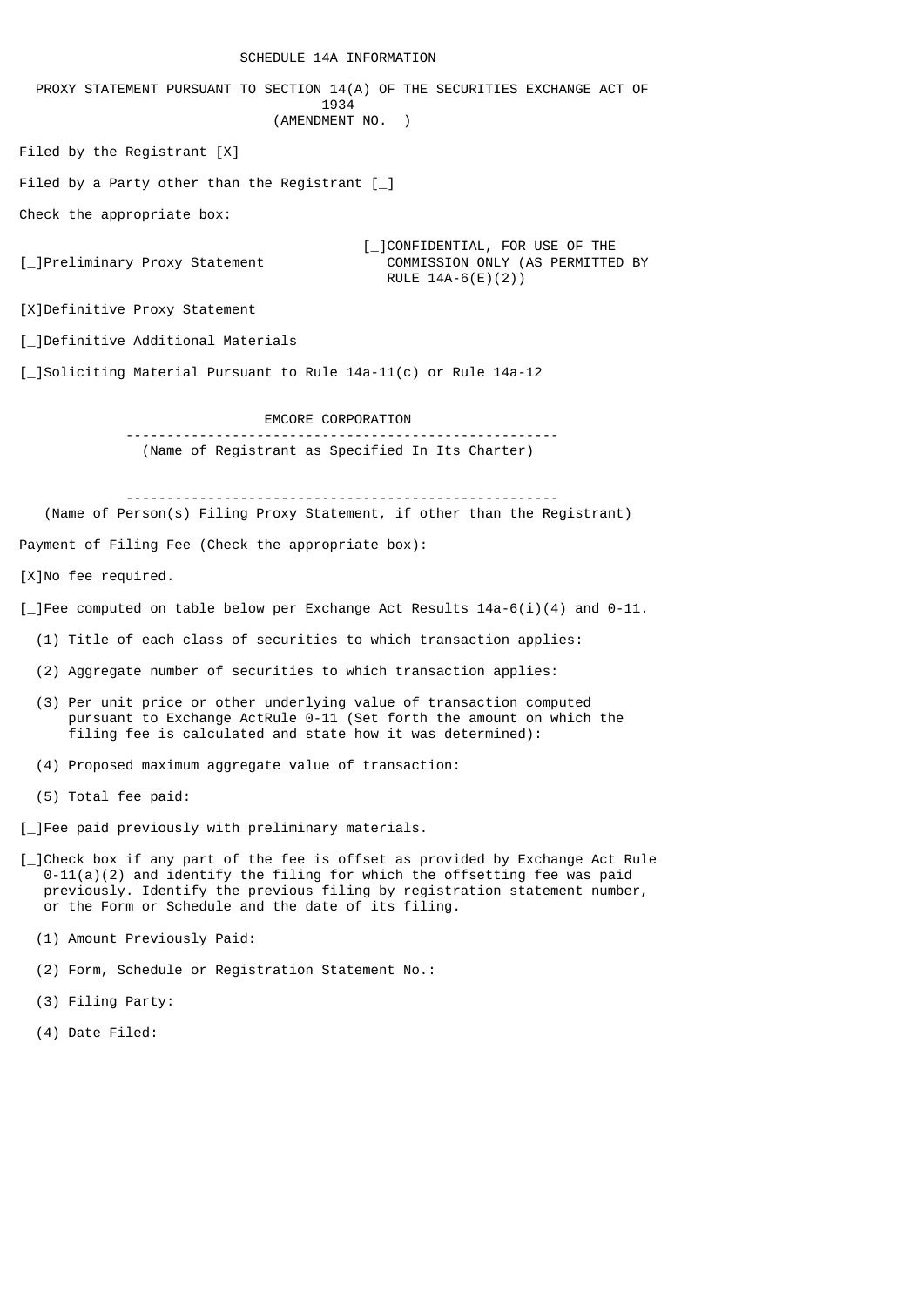SCHEDULE 14A INFORMATION

PROXY STATEMENT PURSUANT TO SECTION 14(A) OF THE SECURITIES EXCHANGE ACT OF 1934
(AMENDMENT NO. )

Filed by the Registrant [X]

Filed by a Party other than the Registrant [_]

Check the appropriate box:

[_]Preliminary Proxy Statement

[_]CONFIDENTIAL, FOR USE OF THE COMMISSION ONLY (AS PERMITTED BY RULE 14A-6(E)(2))

[X]Definitive Proxy Statement

[_]Definitive Additional Materials

[_]Soliciting Material Pursuant to Rule 14a-11(c) or Rule 14a-12

EMCORE CORPORATION

(Name of Registrant as Specified In Its Charter)

(Name of Person(s) Filing Proxy Statement, if other than the Registrant)

Payment of Filing Fee (Check the appropriate box):

[X]No fee required.

[_]Fee computed on table below per Exchange Act Results 14a-6(i)(4) and 0-11.

(1) Title of each class of securities to which transaction applies:

(2) Aggregate number of securities to which transaction applies:

(3) Per unit price or other underlying value of transaction computed pursuant to Exchange ActRule 0-11 (Set forth the amount on which the filing fee is calculated and state how it was determined):

(4) Proposed maximum aggregate value of transaction:

(5) Total fee paid:

[_]Fee paid previously with preliminary materials.

[_]Check box if any part of the fee is offset as provided by Exchange Act Rule 0-11(a)(2) and identify the filing for which the offsetting fee was paid previously. Identify the previous filing by registration statement number, or the Form or Schedule and the date of its filing.

(1) Amount Previously Paid:

(2) Form, Schedule or Registration Statement No.:

(3) Filing Party:

(4) Date Filed: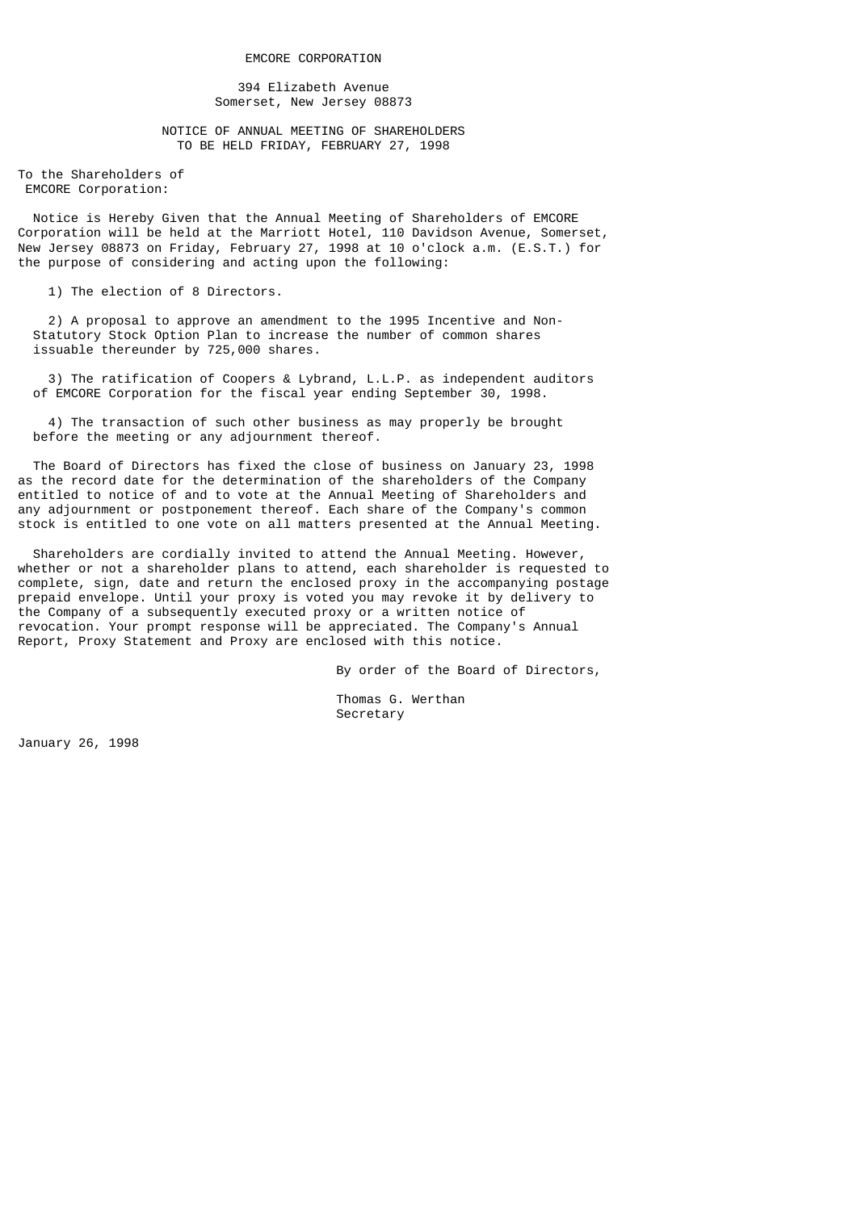# EMCORE CORPORATION

394 Elizabeth Avenue
Somerset, New Jersey 08873

## NOTICE OF ANNUAL MEETING OF SHAREHOLDERS
## TO BE HELD FRIDAY, FEBRUARY 27, 1998

To the Shareholders of
EMCORE Corporation:

Notice is Hereby Given that the Annual Meeting of Shareholders of EMCORE Corporation will be held at the Marriott Hotel, 110 Davidson Avenue, Somerset, New Jersey 08873 on Friday, February 27, 1998 at 10 o'clock a.m. (E.S.T.) for the purpose of considering and acting upon the following:

1) The election of 8 Directors.

2) A proposal to approve an amendment to the 1995 Incentive and Non-Statutory Stock Option Plan to increase the number of common shares issuable thereunder by 725,000 shares.

3) The ratification of Coopers & Lybrand, L.L.P. as independent auditors of EMCORE Corporation for the fiscal year ending September 30, 1998.

4) The transaction of such other business as may properly be brought before the meeting or any adjournment thereof.

The Board of Directors has fixed the close of business on January 23, 1998 as the record date for the determination of the shareholders of the Company entitled to notice of and to vote at the Annual Meeting of Shareholders and any adjournment or postponement thereof. Each share of the Company's common stock is entitled to one vote on all matters presented at the Annual Meeting.

Shareholders are cordially invited to attend the Annual Meeting. However, whether or not a shareholder plans to attend, each shareholder is requested to complete, sign, date and return the enclosed proxy in the accompanying postage prepaid envelope. Until your proxy is voted you may revoke it by delivery to the Company of a subsequently executed proxy or a written notice of revocation. Your prompt response will be appreciated. The Company's Annual Report, Proxy Statement and Proxy are enclosed with this notice.

By order of the Board of Directors,

Thomas G. Werthan
Secretary

January 26, 1998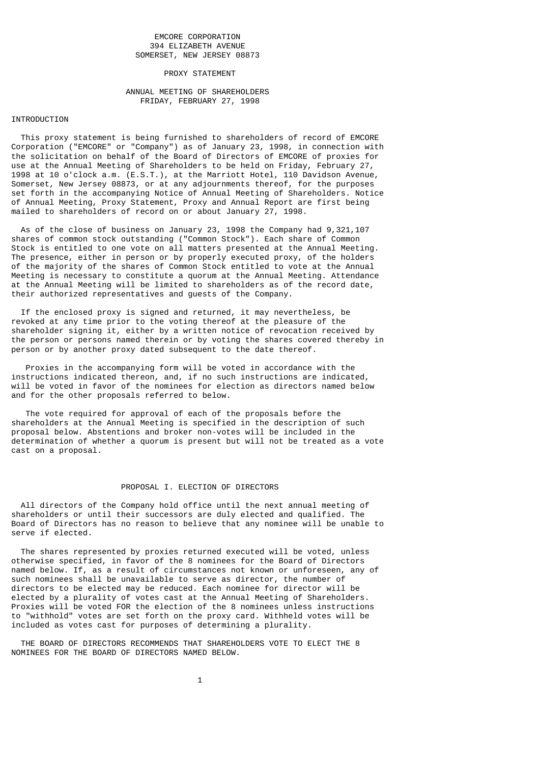EMCORE CORPORATION
394 ELIZABETH AVENUE
SOMERSET, NEW JERSEY 08873

# PROXY STATEMENT

## ANNUAL MEETING OF SHAREHOLDERS
FRIDAY, FEBRUARY 27, 1998

## INTRODUCTION

This proxy statement is being furnished to shareholders of record of EMCORE Corporation ("EMCORE" or "Company") as of January 23, 1998, in connection with the solicitation on behalf of the Board of Directors of EMCORE of proxies for use at the Annual Meeting of Shareholders to be held on Friday, February 27, 1998 at 10 o'clock a.m. (E.S.T.), at the Marriott Hotel, 110 Davidson Avenue, Somerset, New Jersey 08873, or at any adjournments thereof, for the purposes set forth in the accompanying Notice of Annual Meeting of Shareholders. Notice of Annual Meeting, Proxy Statement, Proxy and Annual Report are first being mailed to shareholders of record on or about January 27, 1998.

As of the close of business on January 23, 1998 the Company had 9,321,107 shares of common stock outstanding ("Common Stock"). Each share of Common Stock is entitled to one vote on all matters presented at the Annual Meeting. The presence, either in person or by properly executed proxy, of the holders of the majority of the shares of Common Stock entitled to vote at the Annual Meeting is necessary to constitute a quorum at the Annual Meeting. Attendance at the Annual Meeting will be limited to shareholders as of the record date, their authorized representatives and guests of the Company.

If the enclosed proxy is signed and returned, it may nevertheless, be revoked at any time prior to the voting thereof at the pleasure of the shareholder signing it, either by a written notice of revocation received by the person or persons named therein or by voting the shares covered thereby in person or by another proxy dated subsequent to the date thereof.

Proxies in the accompanying form will be voted in accordance with the instructions indicated thereon, and, if no such instructions are indicated, will be voted in favor of the nominees for election as directors named below and for the other proposals referred to below.

The vote required for approval of each of the proposals before the shareholders at the Annual Meeting is specified in the description of such proposal below. Abstentions and broker non-votes will be included in the determination of whether a quorum is present but will not be treated as a vote cast on a proposal.

## PROPOSAL I. ELECTION OF DIRECTORS

All directors of the Company hold office until the next annual meeting of shareholders or until their successors are duly elected and qualified. The Board of Directors has no reason to believe that any nominee will be unable to serve if elected.

The shares represented by proxies returned executed will be voted, unless otherwise specified, in favor of the 8 nominees for the Board of Directors named below. If, as a result of circumstances not known or unforeseen, any of such nominees shall be unavailable to serve as director, the number of directors to be elected may be reduced. Each nominee for director will be elected by a plurality of votes cast at the Annual Meeting of Shareholders. Proxies will be voted FOR the election of the 8 nominees unless instructions to "withhold" votes are set forth on the proxy card. Withheld votes will be included as votes cast for purposes of determining a plurality.

THE BOARD OF DIRECTORS RECOMMENDS THAT SHAREHOLDERS VOTE TO ELECT THE 8 NOMINEES FOR THE BOARD OF DIRECTORS NAMED BELOW.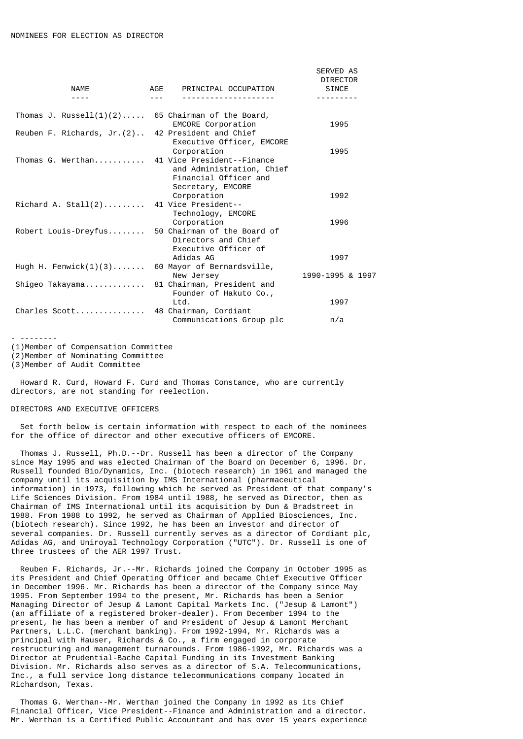NOMINEES FOR ELECTION AS DIRECTOR

| NAME | AGE | PRINCIPAL OCCUPATION | SERVED AS DIRECTOR SINCE |
|---|---|---|---|
| Thomas J. Russell(1)(2) | 65 | Chairman of the Board, EMCORE Corporation | 1995 |
| Reuben F. Richards, Jr.(2) | 42 | President and Chief Executive Officer, EMCORE Corporation | 1995 |
| Thomas G. Werthan | 41 | Vice President--Finance and Administration, Chief Financial Officer and Secretary, EMCORE Corporation | 1992 |
| Richard A. Stall(2) | 41 | Vice President--Technology, EMCORE Corporation | 1996 |
| Robert Louis-Dreyfus | 50 | Chairman of the Board of Directors and Chief Executive Officer of Adidas AG | 1997 |
| Hugh H. Fenwick(1)(3) | 60 | Mayor of Bernardsville, New Jersey | 1990-1995 & 1997 |
| Shigeo Takayama | 81 | Chairman, President and Founder of Hakuto Co., Ltd. | 1997 |
| Charles Scott | 48 | Chairman, Cordiant Communications Group plc | n/a |

- --------
(1)Member of Compensation Committee
(2)Member of Nominating Committee
(3)Member of Audit Committee

Howard R. Curd, Howard F. Curd and Thomas Constance, who are currently directors, are not standing for reelection.

DIRECTORS AND EXECUTIVE OFFICERS

Set forth below is certain information with respect to each of the nominees for the office of director and other executive officers of EMCORE.

Thomas J. Russell, Ph.D.--Dr. Russell has been a director of the Company since May 1995 and was elected Chairman of the Board on December 6, 1996. Dr. Russell founded Bio/Dynamics, Inc. (biotech research) in 1961 and managed the company until its acquisition by IMS International (pharmaceutical information) in 1973, following which he served as President of that company's Life Sciences Division. From 1984 until 1988, he served as Director, then as Chairman of IMS International until its acquisition by Dun & Bradstreet in 1988. From 1988 to 1992, he served as Chairman of Applied Biosciences, Inc. (biotech research). Since 1992, he has been an investor and director of several companies. Dr. Russell currently serves as a director of Cordiant plc, Adidas AG, and Uniroyal Technology Corporation ("UTC"). Dr. Russell is one of three trustees of the AER 1997 Trust.

Reuben F. Richards, Jr.--Mr. Richards joined the Company in October 1995 as its President and Chief Operating Officer and became Chief Executive Officer in December 1996. Mr. Richards has been a director of the Company since May 1995. From September 1994 to the present, Mr. Richards has been a Senior Managing Director of Jesup & Lamont Capital Markets Inc. ("Jesup & Lamont") (an affiliate of a registered broker-dealer). From December 1994 to the present, he has been a member of and President of Jesup & Lamont Merchant Partners, L.L.C. (merchant banking). From 1992-1994, Mr. Richards was a principal with Hauser, Richards & Co., a firm engaged in corporate restructuring and management turnarounds. From 1986-1992, Mr. Richards was a Director at Prudential-Bache Capital Funding in its Investment Banking Division. Mr. Richards also serves as a director of S.A. Telecommunications, Inc., a full service long distance telecommunications company located in Richardson, Texas.

Thomas G. Werthan--Mr. Werthan joined the Company in 1992 as its Chief Financial Officer, Vice President--Finance and Administration and a director. Mr. Werthan is a Certified Public Accountant and has over 15 years experience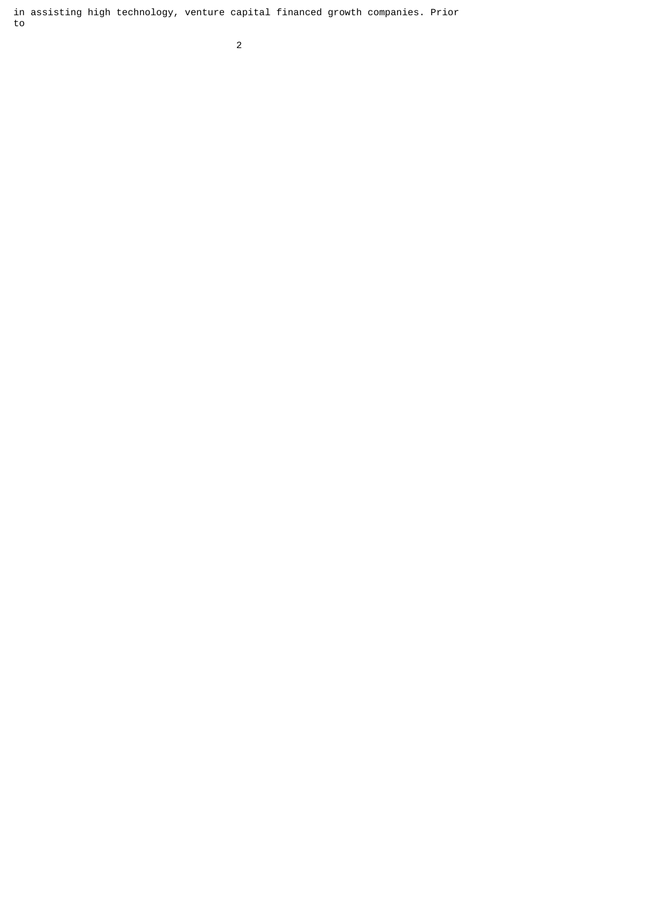in assisting high technology, venture capital financed growth companies. Prior to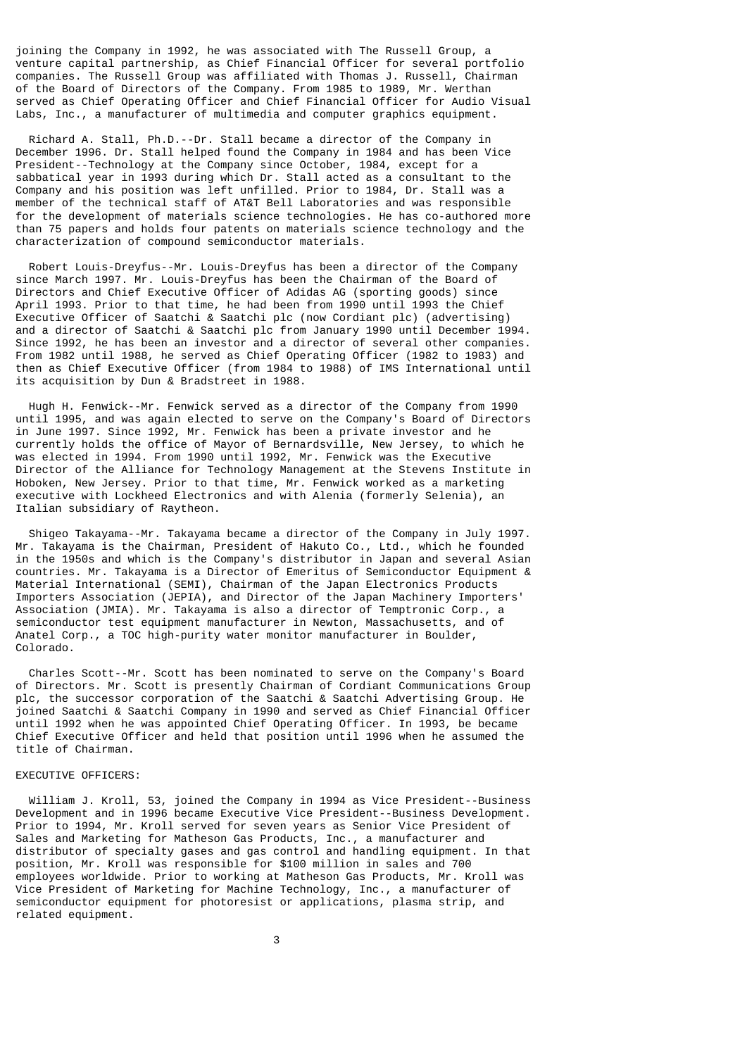joining the Company in 1992, he was associated with The Russell Group, a venture capital partnership, as Chief Financial Officer for several portfolio companies. The Russell Group was affiliated with Thomas J. Russell, Chairman of the Board of Directors of the Company. From 1985 to 1989, Mr. Werthan served as Chief Operating Officer and Chief Financial Officer for Audio Visual Labs, Inc., a manufacturer of multimedia and computer graphics equipment.

Richard A. Stall, Ph.D.--Dr. Stall became a director of the Company in December 1996. Dr. Stall helped found the Company in 1984 and has been Vice President--Technology at the Company since October, 1984, except for a sabbatical year in 1993 during which Dr. Stall acted as a consultant to the Company and his position was left unfilled. Prior to 1984, Dr. Stall was a member of the technical staff of AT&T Bell Laboratories and was responsible for the development of materials science technologies. He has co-authored more than 75 papers and holds four patents on materials science technology and the characterization of compound semiconductor materials.

Robert Louis-Dreyfus--Mr. Louis-Dreyfus has been a director of the Company since March 1997. Mr. Louis-Dreyfus has been the Chairman of the Board of Directors and Chief Executive Officer of Adidas AG (sporting goods) since April 1993. Prior to that time, he had been from 1990 until 1993 the Chief Executive Officer of Saatchi & Saatchi plc (now Cordiant plc) (advertising) and a director of Saatchi & Saatchi plc from January 1990 until December 1994. Since 1992, he has been an investor and a director of several other companies. From 1982 until 1988, he served as Chief Operating Officer (1982 to 1983) and then as Chief Executive Officer (from 1984 to 1988) of IMS International until its acquisition by Dun & Bradstreet in 1988.

Hugh H. Fenwick--Mr. Fenwick served as a director of the Company from 1990 until 1995, and was again elected to serve on the Company's Board of Directors in June 1997. Since 1992, Mr. Fenwick has been a private investor and he currently holds the office of Mayor of Bernardsville, New Jersey, to which he was elected in 1994. From 1990 until 1992, Mr. Fenwick was the Executive Director of the Alliance for Technology Management at the Stevens Institute in Hoboken, New Jersey. Prior to that time, Mr. Fenwick worked as a marketing executive with Lockheed Electronics and with Alenia (formerly Selenia), an Italian subsidiary of Raytheon.

Shigeo Takayama--Mr. Takayama became a director of the Company in July 1997. Mr. Takayama is the Chairman, President of Hakuto Co., Ltd., which he founded in the 1950s and which is the Company's distributor in Japan and several Asian countries. Mr. Takayama is a Director of Emeritus of Semiconductor Equipment & Material International (SEMI), Chairman of the Japan Electronics Products Importers Association (JEPIA), and Director of the Japan Machinery Importers' Association (JMIA). Mr. Takayama is also a director of Temptronic Corp., a semiconductor test equipment manufacturer in Newton, Massachusetts, and of Anatel Corp., a TOC high-purity water monitor manufacturer in Boulder, Colorado.

Charles Scott--Mr. Scott has been nominated to serve on the Company's Board of Directors. Mr. Scott is presently Chairman of Cordiant Communications Group plc, the successor corporation of the Saatchi & Saatchi Advertising Group. He joined Saatchi & Saatchi Company in 1990 and served as Chief Financial Officer until 1992 when he was appointed Chief Operating Officer. In 1993, be became Chief Executive Officer and held that position until 1996 when he assumed the title of Chairman.

EXECUTIVE OFFICERS:

William J. Kroll, 53, joined the Company in 1994 as Vice President--Business Development and in 1996 became Executive Vice President--Business Development. Prior to 1994, Mr. Kroll served for seven years as Senior Vice President of Sales and Marketing for Matheson Gas Products, Inc., a manufacturer and distributor of specialty gases and gas control and handling equipment. In that position, Mr. Kroll was responsible for $100 million in sales and 700 employees worldwide. Prior to working at Matheson Gas Products, Mr. Kroll was Vice President of Marketing for Machine Technology, Inc., a manufacturer of semiconductor equipment for photoresist or applications, plasma strip, and related equipment.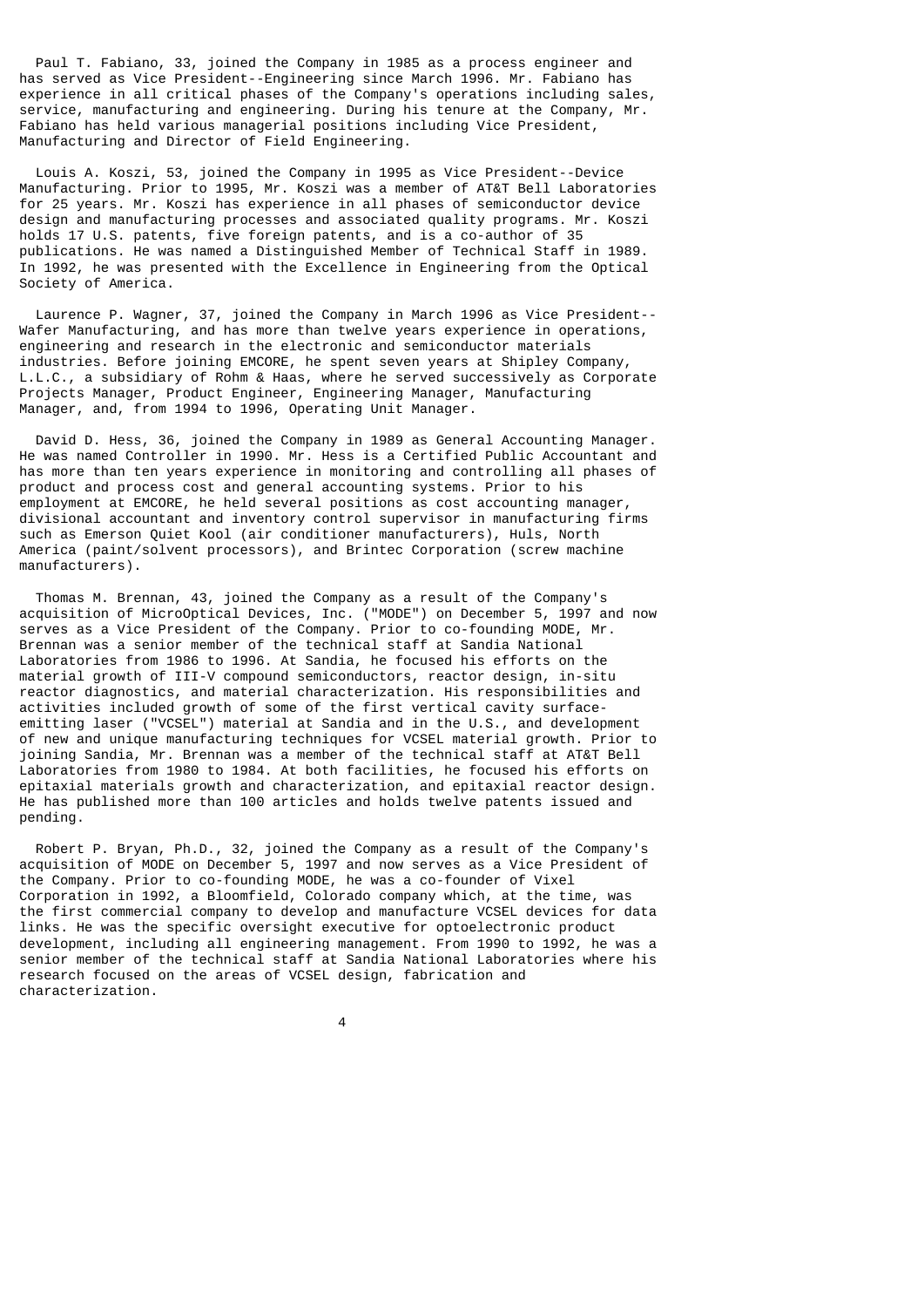Paul T. Fabiano, 33, joined the Company in 1985 as a process engineer and has served as Vice President--Engineering since March 1996. Mr. Fabiano has experience in all critical phases of the Company's operations including sales, service, manufacturing and engineering. During his tenure at the Company, Mr. Fabiano has held various managerial positions including Vice President, Manufacturing and Director of Field Engineering.

Louis A. Koszi, 53, joined the Company in 1995 as Vice President--Device Manufacturing. Prior to 1995, Mr. Koszi was a member of AT&T Bell Laboratories for 25 years. Mr. Koszi has experience in all phases of semiconductor device design and manufacturing processes and associated quality programs. Mr. Koszi holds 17 U.S. patents, five foreign patents, and is a co-author of 35 publications. He was named a Distinguished Member of Technical Staff in 1989. In 1992, he was presented with the Excellence in Engineering from the Optical Society of America.

Laurence P. Wagner, 37, joined the Company in March 1996 as Vice President--Wafer Manufacturing, and has more than twelve years experience in operations, engineering and research in the electronic and semiconductor materials industries. Before joining EMCORE, he spent seven years at Shipley Company, L.L.C., a subsidiary of Rohm & Haas, where he served successively as Corporate Projects Manager, Product Engineer, Engineering Manager, Manufacturing Manager, and, from 1994 to 1996, Operating Unit Manager.

David D. Hess, 36, joined the Company in 1989 as General Accounting Manager. He was named Controller in 1990. Mr. Hess is a Certified Public Accountant and has more than ten years experience in monitoring and controlling all phases of product and process cost and general accounting systems. Prior to his employment at EMCORE, he held several positions as cost accounting manager, divisional accountant and inventory control supervisor in manufacturing firms such as Emerson Quiet Kool (air conditioner manufacturers), Huls, North America (paint/solvent processors), and Brintec Corporation (screw machine manufacturers).

Thomas M. Brennan, 43, joined the Company as a result of the Company's acquisition of MicroOptical Devices, Inc. ("MODE") on December 5, 1997 and now serves as a Vice President of the Company. Prior to co-founding MODE, Mr. Brennan was a senior member of the technical staff at Sandia National Laboratories from 1986 to 1996. At Sandia, he focused his efforts on the material growth of III-V compound semiconductors, reactor design, in-situ reactor diagnostics, and material characterization. His responsibilities and activities included growth of some of the first vertical cavity surface-emitting laser ("VCSEL") material at Sandia and in the U.S., and development of new and unique manufacturing techniques for VCSEL material growth. Prior to joining Sandia, Mr. Brennan was a member of the technical staff at AT&T Bell Laboratories from 1980 to 1984. At both facilities, he focused his efforts on epitaxial materials growth and characterization, and epitaxial reactor design. He has published more than 100 articles and holds twelve patents issued and pending.

Robert P. Bryan, Ph.D., 32, joined the Company as a result of the Company's acquisition of MODE on December 5, 1997 and now serves as a Vice President of the Company. Prior to co-founding MODE, he was a co-founder of Vixel Corporation in 1992, a Bloomfield, Colorado company which, at the time, was the first commercial company to develop and manufacture VCSEL devices for data links. He was the specific oversight executive for optoelectronic product development, including all engineering management. From 1990 to 1992, he was a senior member of the technical staff at Sandia National Laboratories where his research focused on the areas of VCSEL design, fabrication and characterization.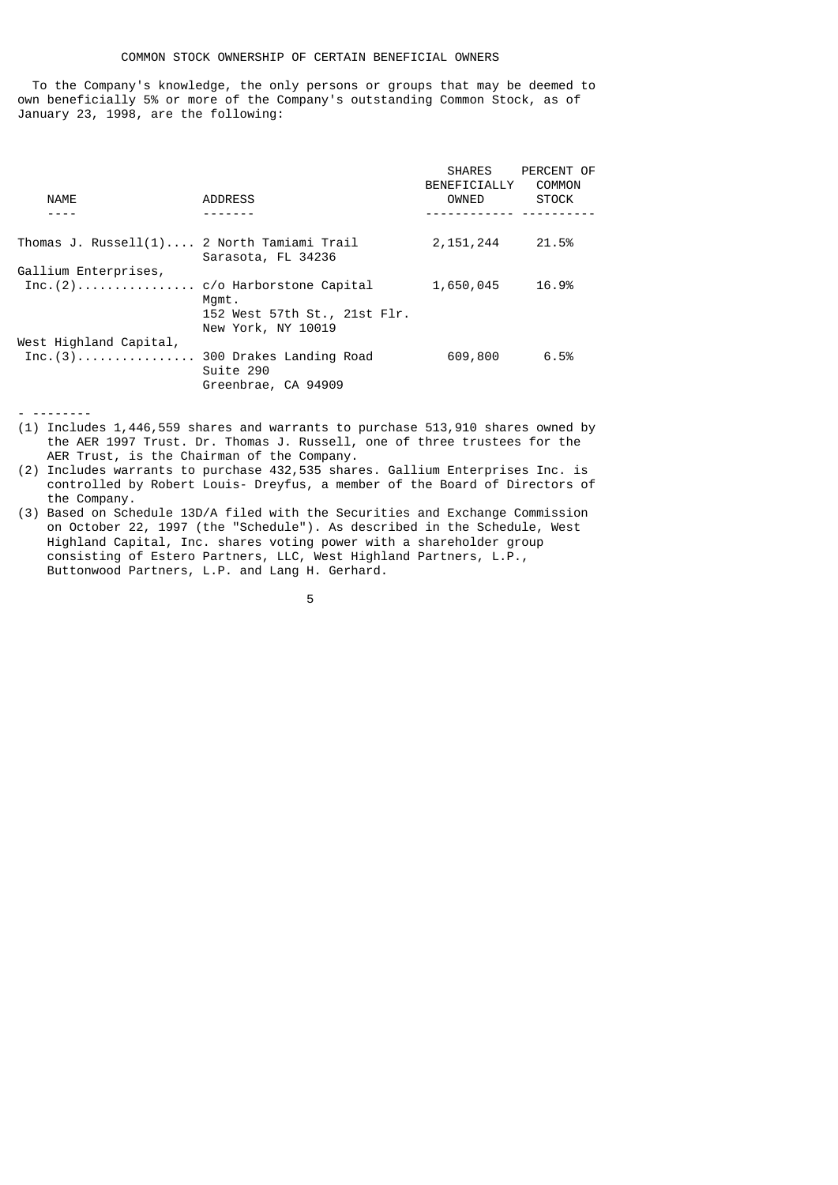## COMMON STOCK OWNERSHIP OF CERTAIN BENEFICIAL OWNERS

To the Company's knowledge, the only persons or groups that may be deemed to own beneficially 5% or more of the Company's outstanding Common Stock, as of January 23, 1998, are the following:

| NAME | ADDRESS | SHARES BENEFICIALLY OWNED | PERCENT OF COMMON STOCK |
|---|---|---|---|
| Thomas J. Russell(1) | 2 North Tamiami Trail<br>Sarasota, FL 34236 | 2,151,244 | 21.5% |
| Gallium Enterprises, Inc.(2) | c/o Harborstone Capital Mgmt.<br>152 West 57th St., 21st Flr.<br>New York, NY 10019 | 1,650,045 | 16.9% |
| West Highland Capital, Inc.(3) | 300 Drakes Landing Road<br>Suite 290<br>Greenbrae, CA 94909 | 609,800 | 6.5% |

---

(1) Includes 1,446,559 shares and warrants to purchase 513,910 shares owned by the AER 1997 Trust. Dr. Thomas J. Russell, one of three trustees for the AER Trust, is the Chairman of the Company.

(2) Includes warrants to purchase 432,535 shares. Gallium Enterprises Inc. is controlled by Robert Louis- Dreyfus, a member of the Board of Directors of the Company.

(3) Based on Schedule 13D/A filed with the Securities and Exchange Commission on October 22, 1997 (the "Schedule"). As described in the Schedule, West Highland Capital, Inc. shares voting power with a shareholder group consisting of Estero Partners, LLC, West Highland Partners, L.P., Buttonwood Partners, L.P. and Lang H. Gerhard.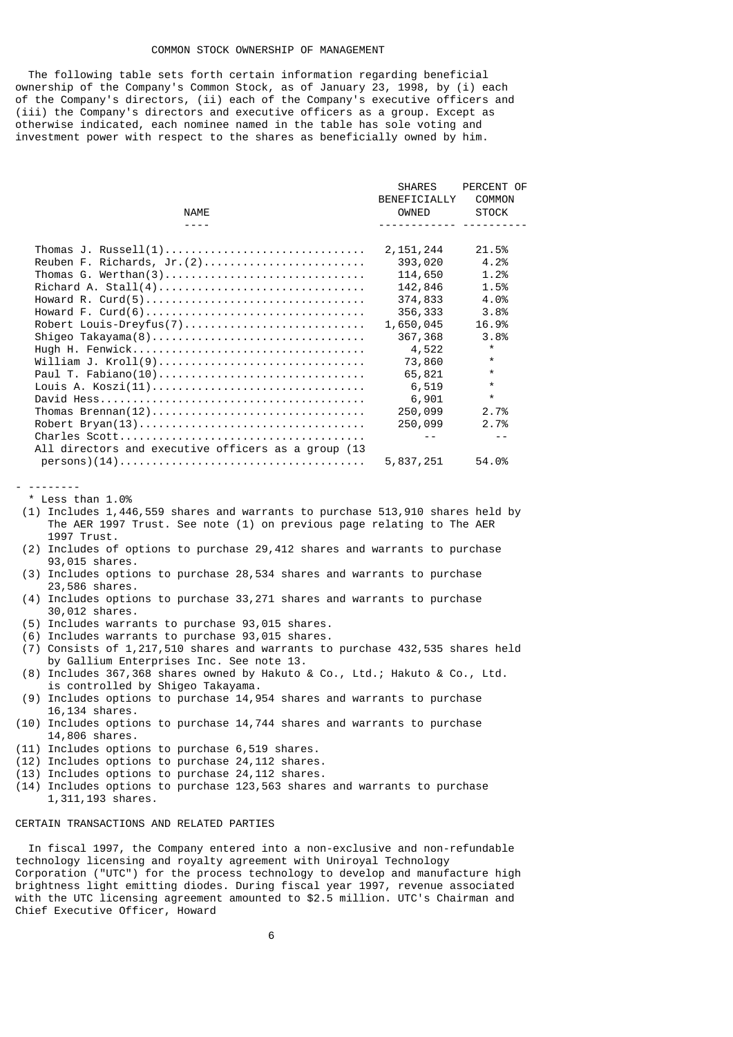## COMMON STOCK OWNERSHIP OF MANAGEMENT

The following table sets forth certain information regarding beneficial ownership of the Company's Common Stock, as of January 23, 1998, by (i) each of the Company's directors, (ii) each of the Company's executive officers and (iii) the Company's directors and executive officers as a group. Except as otherwise indicated, each nominee named in the table has sole voting and investment power with respect to the shares as beneficially owned by him.

| NAME | SHARES BENEFICIALLY OWNED | PERCENT OF COMMON STOCK |
|---|---|---|
| Thomas J. Russell(1) | 2,151,244 | 21.5% |
| Reuben F. Richards, Jr.(2) | 393,020 | 4.2% |
| Thomas G. Werthan(3) | 114,650 | 1.2% |
| Richard A. Stall(4) | 142,846 | 1.5% |
| Howard R. Curd(5) | 374,833 | 4.0% |
| Howard F. Curd(6) | 356,333 | 3.8% |
| Robert Louis-Dreyfus(7) | 1,650,045 | 16.9% |
| Shigeo Takayama(8) | 367,368 | 3.8% |
| Hugh H. Fenwick | 4,522 | * |
| William J. Kroll(9) | 73,860 | * |
| Paul T. Fabiano(10) | 65,821 | * |
| Louis A. Koszi(11) | 6,519 | * |
| David Hess | 6,901 | * |
| Thomas Brennan(12) | 250,099 | 2.7% |
| Robert Bryan(13) | 250,099 | 2.7% |
| Charles Scott | -- | -- |
| All directors and executive officers as a group (13 persons)(14) | 5,837,251 | 54.0% |

---

\* Less than 1.0%

(1) Includes 1,446,559 shares and warrants to purchase 513,910 shares held by The AER 1997 Trust. See note (1) on previous page relating to The AER 1997 Trust.

(2) Includes of options to purchase 29,412 shares and warrants to purchase 93,015 shares.

(3) Includes options to purchase 28,534 shares and warrants to purchase 23,586 shares.

(4) Includes options to purchase 33,271 shares and warrants to purchase 30,012 shares.

(5) Includes warrants to purchase 93,015 shares.

(6) Includes warrants to purchase 93,015 shares.

(7) Consists of 1,217,510 shares and warrants to purchase 432,535 shares held by Gallium Enterprises Inc. See note 13.

(8) Includes 367,368 shares owned by Hakuto & Co., Ltd.; Hakuto & Co., Ltd. is controlled by Shigeo Takayama.

(9) Includes options to purchase 14,954 shares and warrants to purchase 16,134 shares.

(10) Includes options to purchase 14,744 shares and warrants to purchase 14,806 shares.

(11) Includes options to purchase 6,519 shares.

(12) Includes options to purchase 24,112 shares.

(13) Includes options to purchase 24,112 shares.

(14) Includes options to purchase 123,563 shares and warrants to purchase 1,311,193 shares.

## CERTAIN TRANSACTIONS AND RELATED PARTIES

In fiscal 1997, the Company entered into a non-exclusive and non-refundable technology licensing and royalty agreement with Uniroyal Technology Corporation ("UTC") for the process technology to develop and manufacture high brightness light emitting diodes. During fiscal year 1997, revenue associated with the UTC licensing agreement amounted to $2.5 million. UTC's Chairman and Chief Executive Officer, Howard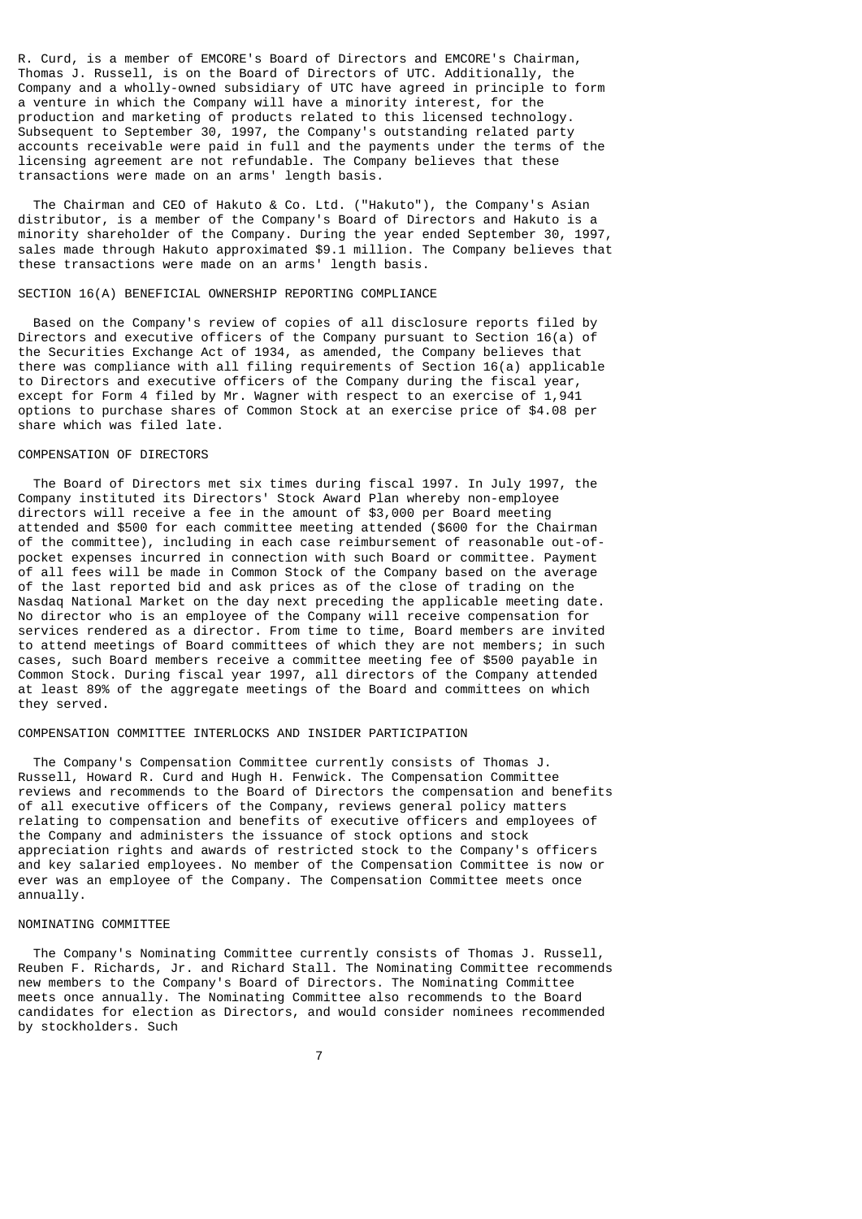R. Curd, is a member of EMCORE's Board of Directors and EMCORE's Chairman, Thomas J. Russell, is on the Board of Directors of UTC. Additionally, the Company and a wholly-owned subsidiary of UTC have agreed in principle to form a venture in which the Company will have a minority interest, for the production and marketing of products related to this licensed technology. Subsequent to September 30, 1997, the Company's outstanding related party accounts receivable were paid in full and the payments under the terms of the licensing agreement are not refundable. The Company believes that these transactions were made on an arms' length basis.

The Chairman and CEO of Hakuto & Co. Ltd. ("Hakuto"), the Company's Asian distributor, is a member of the Company's Board of Directors and Hakuto is a minority shareholder of the Company. During the year ended September 30, 1997, sales made through Hakuto approximated $9.1 million. The Company believes that these transactions were made on an arms' length basis.

## SECTION 16(A) BENEFICIAL OWNERSHIP REPORTING COMPLIANCE

Based on the Company's review of copies of all disclosure reports filed by Directors and executive officers of the Company pursuant to Section 16(a) of the Securities Exchange Act of 1934, as amended, the Company believes that there was compliance with all filing requirements of Section 16(a) applicable to Directors and executive officers of the Company during the fiscal year, except for Form 4 filed by Mr. Wagner with respect to an exercise of 1,941 options to purchase shares of Common Stock at an exercise price of $4.08 per share which was filed late.

## COMPENSATION OF DIRECTORS

The Board of Directors met six times during fiscal 1997. In July 1997, the Company instituted its Directors' Stock Award Plan whereby non-employee directors will receive a fee in the amount of $3,000 per Board meeting attended and $500 for each committee meeting attended ($600 for the Chairman of the committee), including in each case reimbursement of reasonable out-of-pocket expenses incurred in connection with such Board or committee. Payment of all fees will be made in Common Stock of the Company based on the average of the last reported bid and ask prices as of the close of trading on the Nasdaq National Market on the day next preceding the applicable meeting date. No director who is an employee of the Company will receive compensation for services rendered as a director. From time to time, Board members are invited to attend meetings of Board committees of which they are not members; in such cases, such Board members receive a committee meeting fee of $500 payable in Common Stock. During fiscal year 1997, all directors of the Company attended at least 89% of the aggregate meetings of the Board and committees on which they served.

## COMPENSATION COMMITTEE INTERLOCKS AND INSIDER PARTICIPATION

The Company's Compensation Committee currently consists of Thomas J. Russell, Howard R. Curd and Hugh H. Fenwick. The Compensation Committee reviews and recommends to the Board of Directors the compensation and benefits of all executive officers of the Company, reviews general policy matters relating to compensation and benefits of executive officers and employees of the Company and administers the issuance of stock options and stock appreciation rights and awards of restricted stock to the Company's officers and key salaried employees. No member of the Compensation Committee is now or ever was an employee of the Company. The Compensation Committee meets once annually.

## NOMINATING COMMITTEE

The Company's Nominating Committee currently consists of Thomas J. Russell, Reuben F. Richards, Jr. and Richard Stall. The Nominating Committee recommends new members to the Company's Board of Directors. The Nominating Committee meets once annually. The Nominating Committee also recommends to the Board candidates for election as Directors, and would consider nominees recommended by stockholders. Such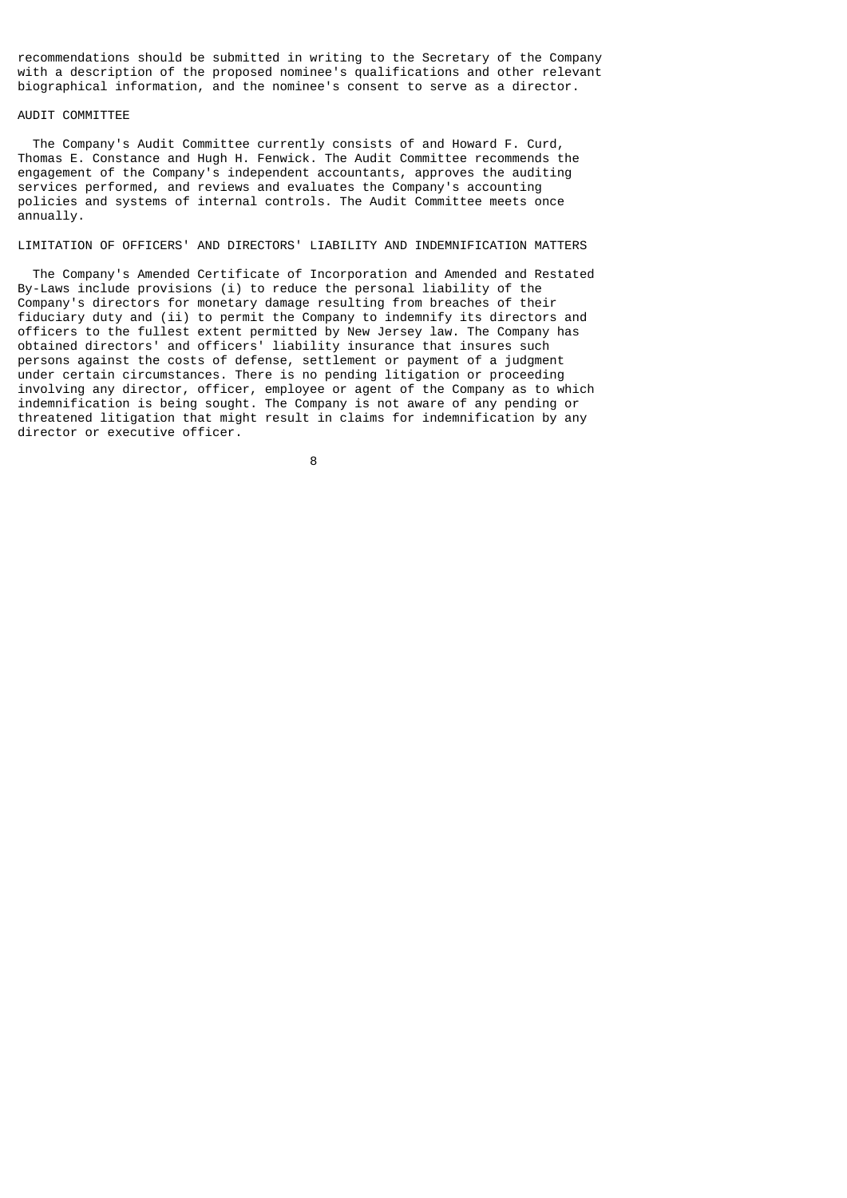recommendations should be submitted in writing to the Secretary of the Company with a description of the proposed nominee's qualifications and other relevant biographical information, and the nominee's consent to serve as a director.

## AUDIT COMMITTEE

The Company's Audit Committee currently consists of and Howard F. Curd, Thomas E. Constance and Hugh H. Fenwick. The Audit Committee recommends the engagement of the Company's independent accountants, approves the auditing services performed, and reviews and evaluates the Company's accounting policies and systems of internal controls. The Audit Committee meets once annually.

## LIMITATION OF OFFICERS' AND DIRECTORS' LIABILITY AND INDEMNIFICATION MATTERS

The Company's Amended Certificate of Incorporation and Amended and Restated By-Laws include provisions (i) to reduce the personal liability of the Company's directors for monetary damage resulting from breaches of their fiduciary duty and (ii) to permit the Company to indemnify its directors and officers to the fullest extent permitted by New Jersey law. The Company has obtained directors' and officers' liability insurance that insures such persons against the costs of defense, settlement or payment of a judgment under certain circumstances. There is no pending litigation or proceeding involving any director, officer, employee or agent of the Company as to which indemnification is being sought. The Company is not aware of any pending or threatened litigation that might result in claims for indemnification by any director or executive officer.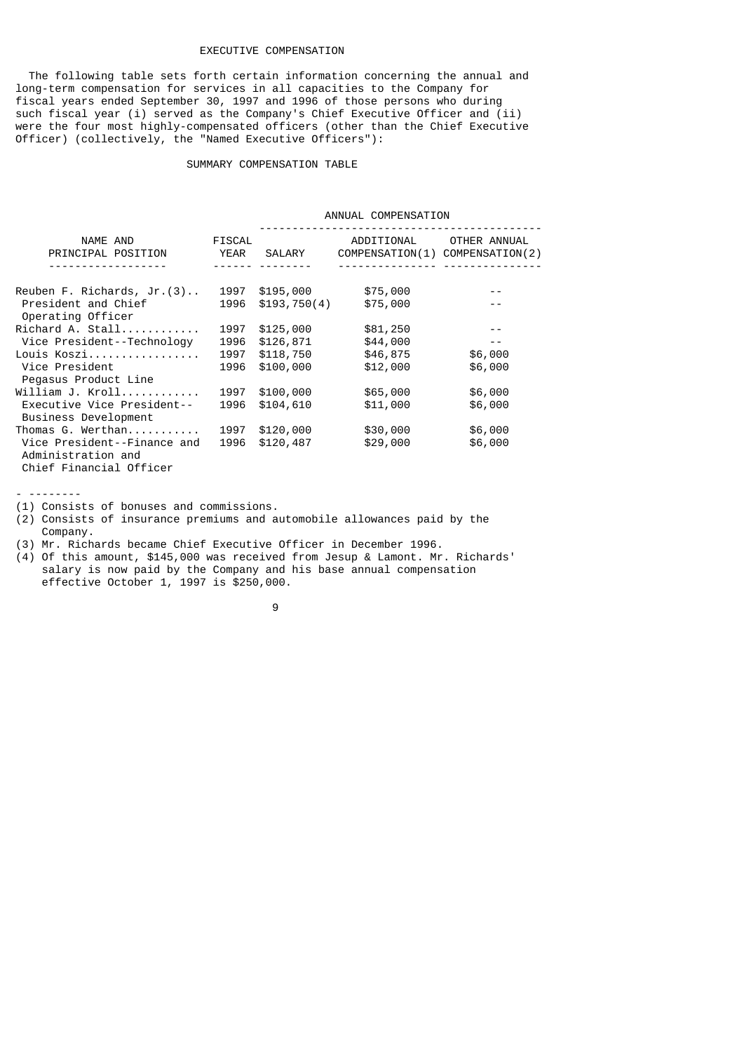# EXECUTIVE COMPENSATION

The following table sets forth certain information concerning the annual and long-term compensation for services in all capacities to the Company for fiscal years ended September 30, 1997 and 1996 of those persons who during such fiscal year (i) served as the Company's Chief Executive Officer and (ii) were the four most highly-compensated officers (other than the Chief Executive Officer) (collectively, the "Named Executive Officers"):

## SUMMARY COMPENSATION TABLE

| | | ANNUAL COMPENSATION | | |
|---|---|---|---|---|
| NAME AND PRINCIPAL POSITION | FISCAL YEAR | SALARY | ADDITIONAL COMPENSATION(1) | OTHER ANNUAL COMPENSATION(2) |
| Reuben F. Richards, Jr.(3) | 1997 | $195,000 | $75,000 | -- |
| President and Chief Operating Officer | 1996 | $193,750(4) | $75,000 | -- |
| Richard A. Stall | 1997 | $125,000 | $81,250 | -- |
| Vice President--Technology | 1996 | $126,871 | $44,000 | -- |
| Louis Koszi | 1997 | $118,750 | $46,875 | $6,000 |
| Vice President Pegasus Product Line | 1996 | $100,000 | $12,000 | $6,000 |
| William J. Kroll | 1997 | $100,000 | $65,000 | $6,000 |
| Executive Vice President--Business Development | 1996 | $104,610 | $11,000 | $6,000 |
| Thomas G. Werthan | 1997 | $120,000 | $30,000 | $6,000 |
| Vice President--Finance and Administration and Chief Financial Officer | 1996 | $120,487 | $29,000 | $6,000 |

- --------

(1) Consists of bonuses and commissions.

(2) Consists of insurance premiums and automobile allowances paid by the Company.

(3) Mr. Richards became Chief Executive Officer in December 1996.

(4) Of this amount, $145,000 was received from Jesup & Lamont. Mr. Richards' salary is now paid by the Company and his base annual compensation effective October 1, 1997 is $250,000.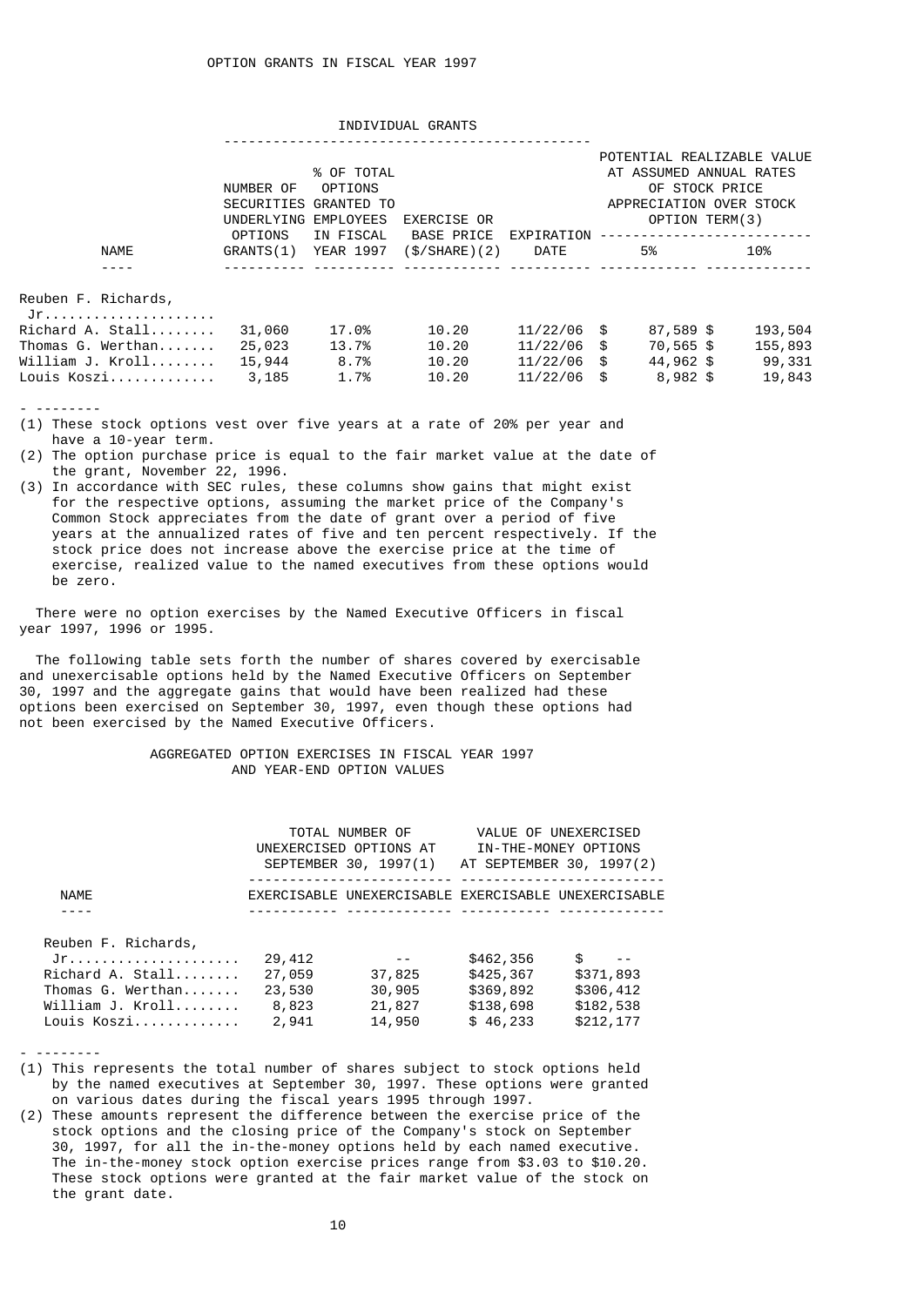## OPTION GRANTS IN FISCAL YEAR 1997

| NAME | INDIVIDUAL GRANTS | | | | POTENTIAL REALIZABLE VALUE AT ASSUMED ANNUAL RATES OF STOCK PRICE APPRECIATION OVER STOCK OPTION TERM(3) | |
|---|---|---|---|---|---|---|
| | NUMBER OF SECURITIES UNDERLYING OPTIONS GRANTS(1) | % OF TOTAL OPTIONS GRANTED TO EMPLOYEES IN FISCAL YEAR 1997 | EXERCISE OR BASE PRICE ($/SHARE)(2) | EXPIRATION DATE | 5% | 10% |
| Reuben F. Richards, Jr. | | | | | | |
| Richard A. Stall | 31,060 | 17.0% | 10.20 | 11/22/06 | $ 87,589 | $ 193,504 |
| Thomas G. Werthan | 25,023 | 13.7% | 10.20 | 11/22/06 | $ 70,565 | $ 155,893 |
| William J. Kroll | 15,944 | 8.7% | 10.20 | 11/22/06 | $ 44,962 | $ 99,331 |
| Louis Koszi | 3,185 | 1.7% | 10.20 | 11/22/06 | $ 8,982 | $ 19,843 |

- --------

(1) These stock options vest over five years at a rate of 20% per year and have a 10-year term.

(2) The option purchase price is equal to the fair market value at the date of the grant, November 22, 1996.

(3) In accordance with SEC rules, these columns show gains that might exist for the respective options, assuming the market price of the Company's Common Stock appreciates from the date of grant over a period of five years at the annualized rates of five and ten percent respectively. If the stock price does not increase above the exercise price at the time of exercise, realized value to the named executives from these options would be zero.

There were no option exercises by the Named Executive Officers in fiscal year 1997, 1996 or 1995.

The following table sets forth the number of shares covered by exercisable and unexercisable options held by the Named Executive Officers on September 30, 1997 and the aggregate gains that would have been realized had these options been exercised on September 30, 1997, even though these options had not been exercised by the Named Executive Officers.

## AGGREGATED OPTION EXERCISES IN FISCAL YEAR 1997 AND YEAR-END OPTION VALUES

| NAME | TOTAL NUMBER OF UNEXERCISED OPTIONS AT SEPTEMBER 30, 1997(1) | | VALUE OF UNEXERCISED IN-THE-MONEY OPTIONS AT SEPTEMBER 30, 1997(2) | |
|---|---|---|---|---|
| | EXERCISABLE | UNEXERCISABLE | EXERCISABLE | UNEXERCISABLE |
| Reuben F. Richards, Jr. | 29,412 | -- | $462,356 | $ -- |
| Richard A. Stall | 27,059 | 37,825 | $425,367 | $371,893 |
| Thomas G. Werthan | 23,530 | 30,905 | $369,892 | $306,412 |
| William J. Kroll | 8,823 | 21,827 | $138,698 | $182,538 |
| Louis Koszi | 2,941 | 14,950 | $ 46,233 | $212,177 |

- --------

(1) This represents the total number of shares subject to stock options held by the named executives at September 30, 1997. These options were granted on various dates during the fiscal years 1995 through 1997.

(2) These amounts represent the difference between the exercise price of the stock options and the closing price of the Company's stock on September 30, 1997, for all the in-the-money options held by each named executive. The in-the-money stock option exercise prices range from $3.03 to $10.20. These stock options were granted at the fair market value of the stock on the grant date.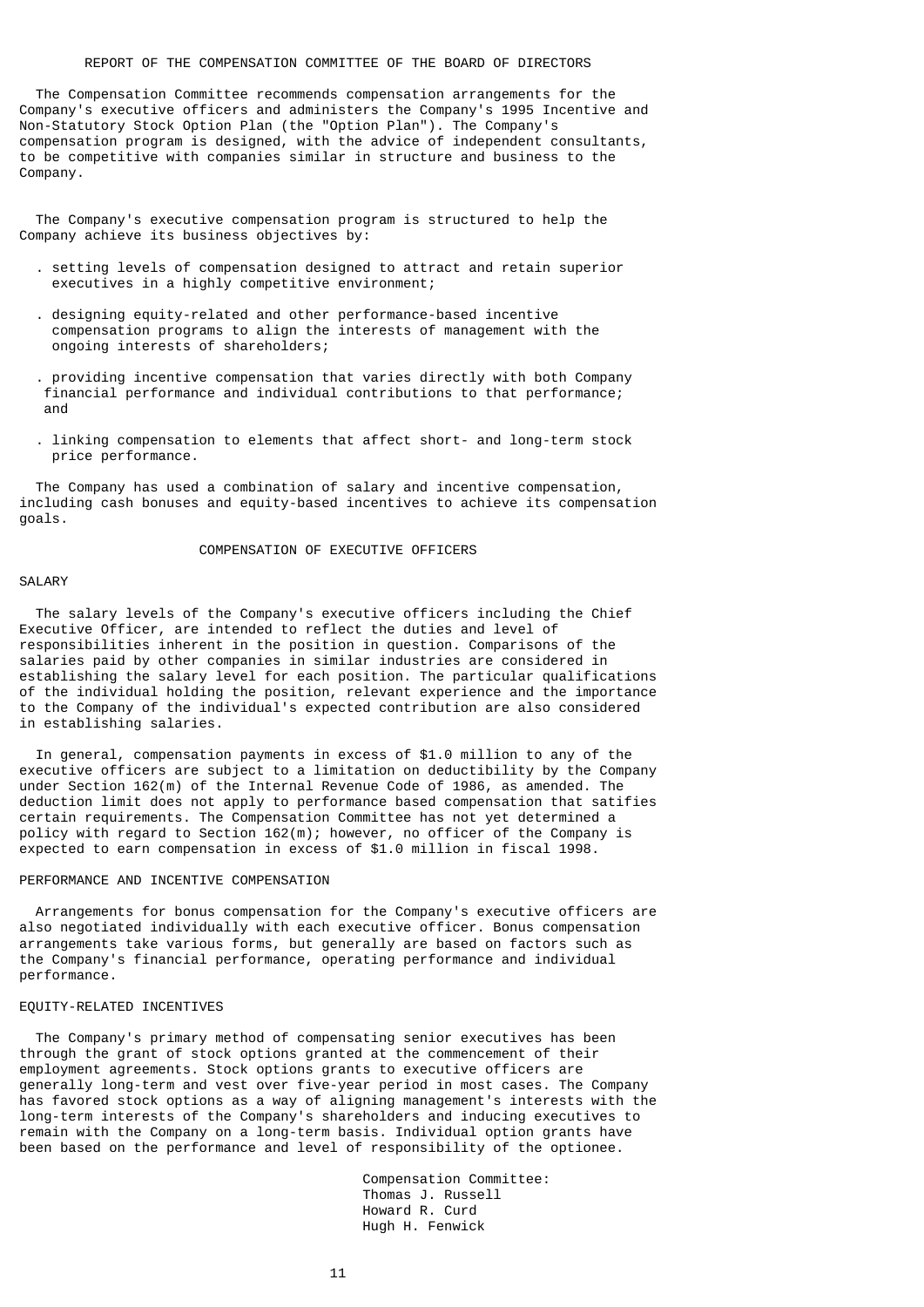## REPORT OF THE COMPENSATION COMMITTEE OF THE BOARD OF DIRECTORS

The Compensation Committee recommends compensation arrangements for the Company's executive officers and administers the Company's 1995 Incentive and Non-Statutory Stock Option Plan (the "Option Plan"). The Company's compensation program is designed, with the advice of independent consultants, to be competitive with companies similar in structure and business to the Company.

The Company's executive compensation program is structured to help the Company achieve its business objectives by:

- setting levels of compensation designed to attract and retain superior executives in a highly competitive environment;
- designing equity-related and other performance-based incentive compensation programs to align the interests of management with the ongoing interests of shareholders;
- providing incentive compensation that varies directly with both Company financial performance and individual contributions to that performance; and
- linking compensation to elements that affect short- and long-term stock price performance.

The Company has used a combination of salary and incentive compensation, including cash bonuses and equity-based incentives to achieve its compensation goals.

## COMPENSATION OF EXECUTIVE OFFICERS

### SALARY

The salary levels of the Company's executive officers including the Chief Executive Officer, are intended to reflect the duties and level of responsibilities inherent in the position in question. Comparisons of the salaries paid by other companies in similar industries are considered in establishing the salary level for each position. The particular qualifications of the individual holding the position, relevant experience and the importance to the Company of the individual's expected contribution are also considered in establishing salaries.

In general, compensation payments in excess of $1.0 million to any of the executive officers are subject to a limitation on deductibility by the Company under Section 162(m) of the Internal Revenue Code of 1986, as amended. The deduction limit does not apply to performance based compensation that satifies certain requirements. The Compensation Committee has not yet determined a policy with regard to Section 162(m); however, no officer of the Company is expected to earn compensation in excess of $1.0 million in fiscal 1998.

### PERFORMANCE AND INCENTIVE COMPENSATION

Arrangements for bonus compensation for the Company's executive officers are also negotiated individually with each executive officer. Bonus compensation arrangements take various forms, but generally are based on factors such as the Company's financial performance, operating performance and individual performance.

### EQUITY-RELATED INCENTIVES

The Company's primary method of compensating senior executives has been through the grant of stock options granted at the commencement of their employment agreements. Stock options grants to executive officers are generally long-term and vest over five-year period in most cases. The Company has favored stock options as a way of aligning management's interests with the long-term interests of the Company's shareholders and inducing executives to remain with the Company on a long-term basis. Individual option grants have been based on the performance and level of responsibility of the optionee.

Compensation Committee:
Thomas J. Russell
Howard R. Curd
Hugh H. Fenwick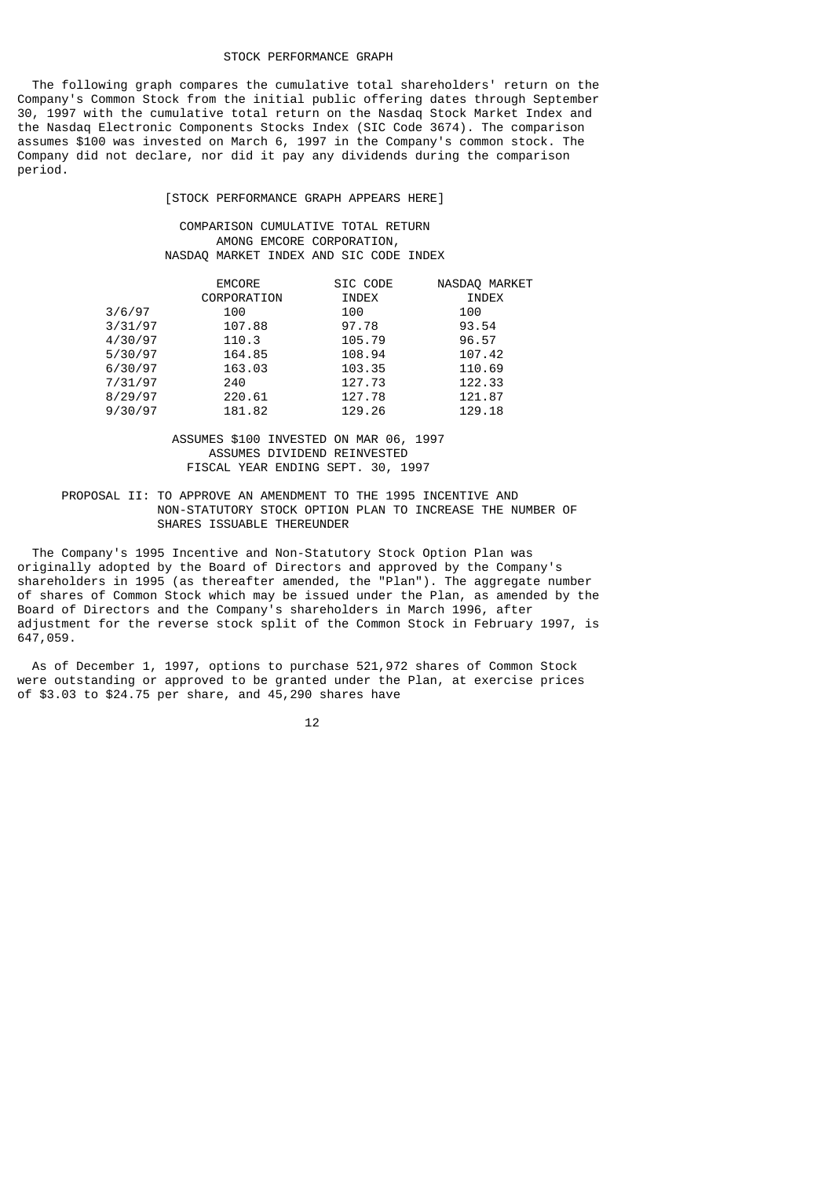## STOCK PERFORMANCE GRAPH

The following graph compares the cumulative total shareholders' return on the Company's Common Stock from the initial public offering dates through September 30, 1997 with the cumulative total return on the Nasdaq Stock Market Index and the Nasdaq Electronic Components Stocks Index (SIC Code 3674). The comparison assumes $100 was invested on March 6, 1997 in the Company's common stock. The Company did not declare, nor did it pay any dividends during the comparison period.

[STOCK PERFORMANCE GRAPH APPEARS HERE]

COMPARISON CUMULATIVE TOTAL RETURN
AMONG EMCORE CORPORATION,
NASDAQ MARKET INDEX AND SIC CODE INDEX

| | EMCORE CORPORATION | SIC CODE INDEX | NASDAQ MARKET INDEX |
|---|---|---|---|
| 3/6/97 | 100 | 100 | 100 |
| 3/31/97 | 107.88 | 97.78 | 93.54 |
| 4/30/97 | 110.3 | 105.79 | 96.57 |
| 5/30/97 | 164.85 | 108.94 | 107.42 |
| 6/30/97 | 163.03 | 103.35 | 110.69 |
| 7/31/97 | 240 | 127.73 | 122.33 |
| 8/29/97 | 220.61 | 127.78 | 121.87 |
| 9/30/97 | 181.82 | 129.26 | 129.18 |

ASSUMES $100 INVESTED ON MAR 06, 1997
ASSUMES DIVIDEND REINVESTED
FISCAL YEAR ENDING SEPT. 30, 1997

## PROPOSAL II: TO APPROVE AN AMENDMENT TO THE 1995 INCENTIVE AND NON-STATUTORY STOCK OPTION PLAN TO INCREASE THE NUMBER OF SHARES ISSUABLE THEREUNDER

The Company's 1995 Incentive and Non-Statutory Stock Option Plan was originally adopted by the Board of Directors and approved by the Company's shareholders in 1995 (as thereafter amended, the "Plan"). The aggregate number of shares of Common Stock which may be issued under the Plan, as amended by the Board of Directors and the Company's shareholders in March 1996, after adjustment for the reverse stock split of the Common Stock in February 1997, is 647,059.

As of December 1, 1997, options to purchase 521,972 shares of Common Stock were outstanding or approved to be granted under the Plan, at exercise prices of $3.03 to $24.75 per share, and 45,290 shares have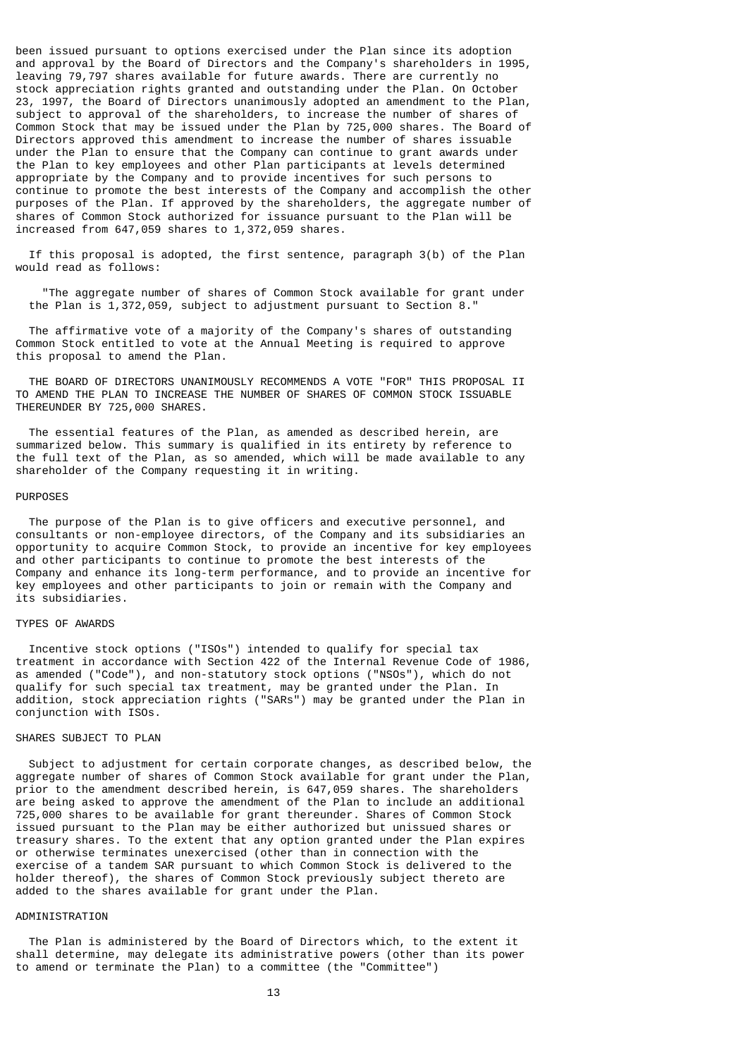been issued pursuant to options exercised under the Plan since its adoption and approval by the Board of Directors and the Company's shareholders in 1995, leaving 79,797 shares available for future awards. There are currently no stock appreciation rights granted and outstanding under the Plan. On October 23, 1997, the Board of Directors unanimously adopted an amendment to the Plan, subject to approval of the shareholders, to increase the number of shares of Common Stock that may be issued under the Plan by 725,000 shares. The Board of Directors approved this amendment to increase the number of shares issuable under the Plan to ensure that the Company can continue to grant awards under the Plan to key employees and other Plan participants at levels determined appropriate by the Company and to provide incentives for such persons to continue to promote the best interests of the Company and accomplish the other purposes of the Plan. If approved by the shareholders, the aggregate number of shares of Common Stock authorized for issuance pursuant to the Plan will be increased from 647,059 shares to 1,372,059 shares.

If this proposal is adopted, the first sentence, paragraph 3(b) of the Plan would read as follows:

> "The aggregate number of shares of Common Stock available for grant under the Plan is 1,372,059, subject to adjustment pursuant to Section 8."

The affirmative vote of a majority of the Company's shares of outstanding Common Stock entitled to vote at the Annual Meeting is required to approve this proposal to amend the Plan.

THE BOARD OF DIRECTORS UNANIMOUSLY RECOMMENDS A VOTE "FOR" THIS PROPOSAL II TO AMEND THE PLAN TO INCREASE THE NUMBER OF SHARES OF COMMON STOCK ISSUABLE THEREUNDER BY 725,000 SHARES.

The essential features of the Plan, as amended as described herein, are summarized below. This summary is qualified in its entirety by reference to the full text of the Plan, as so amended, which will be made available to any shareholder of the Company requesting it in writing.

## PURPOSES

The purpose of the Plan is to give officers and executive personnel, and consultants or non-employee directors, of the Company and its subsidiaries an opportunity to acquire Common Stock, to provide an incentive for key employees and other participants to continue to promote the best interests of the Company and enhance its long-term performance, and to provide an incentive for key employees and other participants to join or remain with the Company and its subsidiaries.

## TYPES OF AWARDS

Incentive stock options ("ISOs") intended to qualify for special tax treatment in accordance with Section 422 of the Internal Revenue Code of 1986, as amended ("Code"), and non-statutory stock options ("NSOs"), which do not qualify for such special tax treatment, may be granted under the Plan. In addition, stock appreciation rights ("SARs") may be granted under the Plan in conjunction with ISOs.

## SHARES SUBJECT TO PLAN

Subject to adjustment for certain corporate changes, as described below, the aggregate number of shares of Common Stock available for grant under the Plan, prior to the amendment described herein, is 647,059 shares. The shareholders are being asked to approve the amendment of the Plan to include an additional 725,000 shares to be available for grant thereunder. Shares of Common Stock issued pursuant to the Plan may be either authorized but unissued shares or treasury shares. To the extent that any option granted under the Plan expires or otherwise terminates unexercised (other than in connection with the exercise of a tandem SAR pursuant to which Common Stock is delivered to the holder thereof), the shares of Common Stock previously subject thereto are added to the shares available for grant under the Plan.

## ADMINISTRATION

The Plan is administered by the Board of Directors which, to the extent it shall determine, may delegate its administrative powers (other than its power to amend or terminate the Plan) to a committee (the "Committee")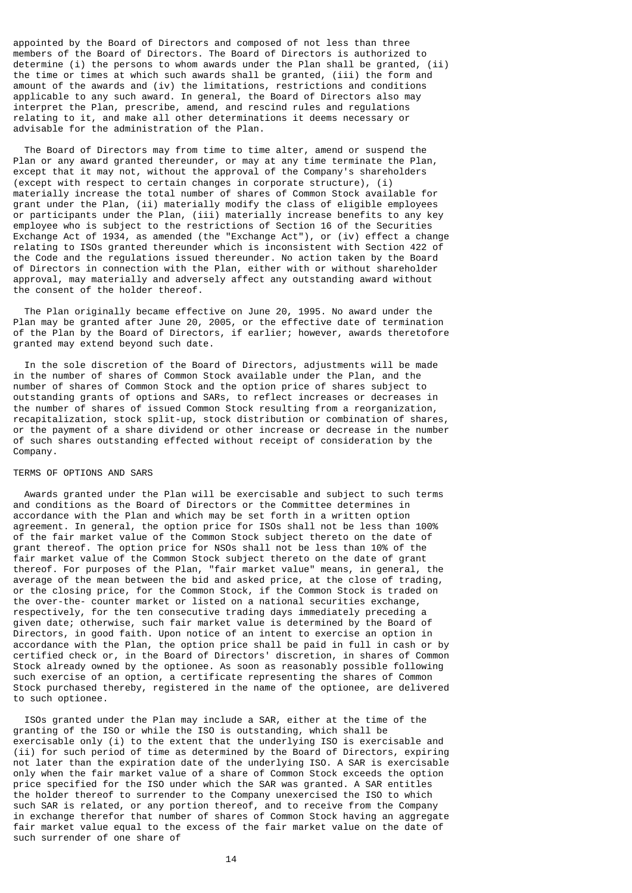appointed by the Board of Directors and composed of not less than three members of the Board of Directors. The Board of Directors is authorized to determine (i) the persons to whom awards under the Plan shall be granted, (ii) the time or times at which such awards shall be granted, (iii) the form and amount of the awards and (iv) the limitations, restrictions and conditions applicable to any such award. In general, the Board of Directors also may interpret the Plan, prescribe, amend, and rescind rules and regulations relating to it, and make all other determinations it deems necessary or advisable for the administration of the Plan.

The Board of Directors may from time to time alter, amend or suspend the Plan or any award granted thereunder, or may at any time terminate the Plan, except that it may not, without the approval of the Company's shareholders (except with respect to certain changes in corporate structure), (i) materially increase the total number of shares of Common Stock available for grant under the Plan, (ii) materially modify the class of eligible employees or participants under the Plan, (iii) materially increase benefits to any key employee who is subject to the restrictions of Section 16 of the Securities Exchange Act of 1934, as amended (the "Exchange Act"), or (iv) effect a change relating to ISOs granted thereunder which is inconsistent with Section 422 of the Code and the regulations issued thereunder. No action taken by the Board of Directors in connection with the Plan, either with or without shareholder approval, may materially and adversely affect any outstanding award without the consent of the holder thereof.

The Plan originally became effective on June 20, 1995. No award under the Plan may be granted after June 20, 2005, or the effective date of termination of the Plan by the Board of Directors, if earlier; however, awards theretofore granted may extend beyond such date.

In the sole discretion of the Board of Directors, adjustments will be made in the number of shares of Common Stock available under the Plan, and the number of shares of Common Stock and the option price of shares subject to outstanding grants of options and SARs, to reflect increases or decreases in the number of shares of issued Common Stock resulting from a reorganization, recapitalization, stock split-up, stock distribution or combination of shares, or the payment of a share dividend or other increase or decrease in the number of such shares outstanding effected without receipt of consideration by the Company.

TERMS OF OPTIONS AND SARS

Awards granted under the Plan will be exercisable and subject to such terms and conditions as the Board of Directors or the Committee determines in accordance with the Plan and which may be set forth in a written option agreement. In general, the option price for ISOs shall not be less than 100% of the fair market value of the Common Stock subject thereto on the date of grant thereof. The option price for NSOs shall not be less than 10% of the fair market value of the Common Stock subject thereto on the date of grant thereof. For purposes of the Plan, "fair market value" means, in general, the average of the mean between the bid and asked price, at the close of trading, or the closing price, for the Common Stock, if the Common Stock is traded on the over-the- counter market or listed on a national securities exchange, respectively, for the ten consecutive trading days immediately preceding a given date; otherwise, such fair market value is determined by the Board of Directors, in good faith. Upon notice of an intent to exercise an option in accordance with the Plan, the option price shall be paid in full in cash or by certified check or, in the Board of Directors' discretion, in shares of Common Stock already owned by the optionee. As soon as reasonably possible following such exercise of an option, a certificate representing the shares of Common Stock purchased thereby, registered in the name of the optionee, are delivered to such optionee.

ISOs granted under the Plan may include a SAR, either at the time of the granting of the ISO or while the ISO is outstanding, which shall be exercisable only (i) to the extent that the underlying ISO is exercisable and (ii) for such period of time as determined by the Board of Directors, expiring not later than the expiration date of the underlying ISO. A SAR is exercisable only when the fair market value of a share of Common Stock exceeds the option price specified for the ISO under which the SAR was granted. A SAR entitles the holder thereof to surrender to the Company unexercised the ISO to which such SAR is related, or any portion thereof, and to receive from the Company in exchange therefor that number of shares of Common Stock having an aggregate fair market value equal to the excess of the fair market value on the date of such surrender of one share of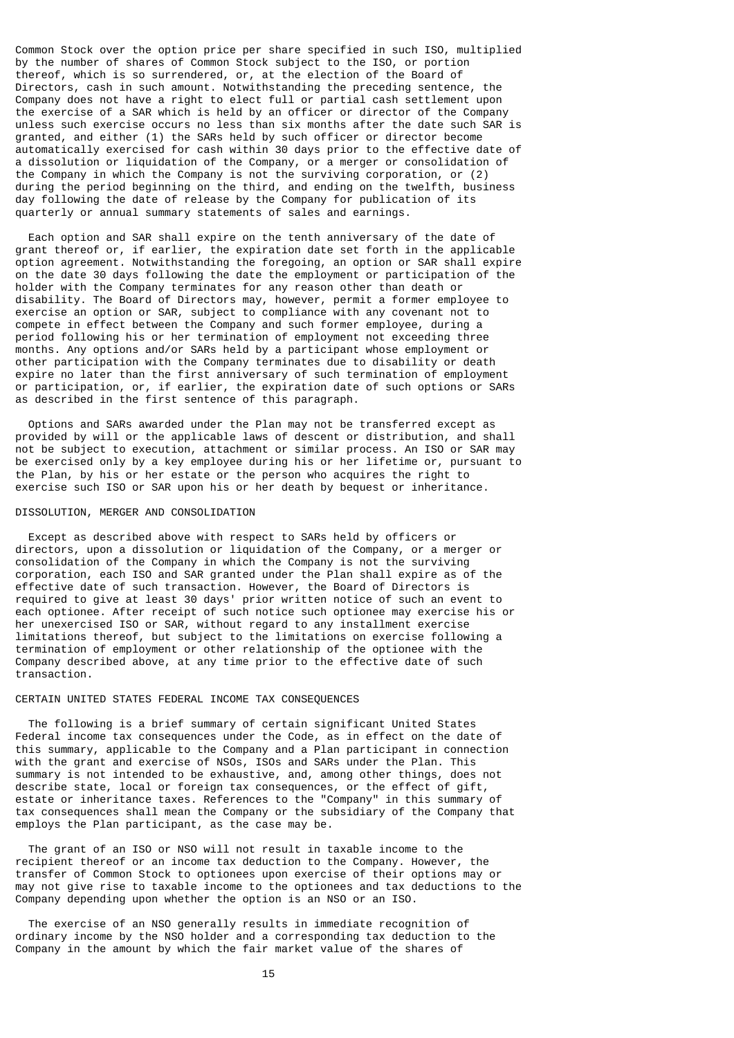Common Stock over the option price per share specified in such ISO, multiplied by the number of shares of Common Stock subject to the ISO, or portion thereof, which is so surrendered, or, at the election of the Board of Directors, cash in such amount. Notwithstanding the preceding sentence, the Company does not have a right to elect full or partial cash settlement upon the exercise of a SAR which is held by an officer or director of the Company unless such exercise occurs no less than six months after the date such SAR is granted, and either (1) the SARs held by such officer or director become automatically exercised for cash within 30 days prior to the effective date of a dissolution or liquidation of the Company, or a merger or consolidation of the Company in which the Company is not the surviving corporation, or (2) during the period beginning on the third, and ending on the twelfth, business day following the date of release by the Company for publication of its quarterly or annual summary statements of sales and earnings.

Each option and SAR shall expire on the tenth anniversary of the date of grant thereof or, if earlier, the expiration date set forth in the applicable option agreement. Notwithstanding the foregoing, an option or SAR shall expire on the date 30 days following the date the employment or participation of the holder with the Company terminates for any reason other than death or disability. The Board of Directors may, however, permit a former employee to exercise an option or SAR, subject to compliance with any covenant not to compete in effect between the Company and such former employee, during a period following his or her termination of employment not exceeding three months. Any options and/or SARs held by a participant whose employment or other participation with the Company terminates due to disability or death expire no later than the first anniversary of such termination of employment or participation, or, if earlier, the expiration date of such options or SARs as described in the first sentence of this paragraph.

Options and SARs awarded under the Plan may not be transferred except as provided by will or the applicable laws of descent or distribution, and shall not be subject to execution, attachment or similar process. An ISO or SAR may be exercised only by a key employee during his or her lifetime or, pursuant to the Plan, by his or her estate or the person who acquires the right to exercise such ISO or SAR upon his or her death by bequest or inheritance.

## DISSOLUTION, MERGER AND CONSOLIDATION

Except as described above with respect to SARs held by officers or directors, upon a dissolution or liquidation of the Company, or a merger or consolidation of the Company in which the Company is not the surviving corporation, each ISO and SAR granted under the Plan shall expire as of the effective date of such transaction. However, the Board of Directors is required to give at least 30 days' prior written notice of such an event to each optionee. After receipt of such notice such optionee may exercise his or her unexercised ISO or SAR, without regard to any installment exercise limitations thereof, but subject to the limitations on exercise following a termination of employment or other relationship of the optionee with the Company described above, at any time prior to the effective date of such transaction.

## CERTAIN UNITED STATES FEDERAL INCOME TAX CONSEQUENCES

The following is a brief summary of certain significant United States Federal income tax consequences under the Code, as in effect on the date of this summary, applicable to the Company and a Plan participant in connection with the grant and exercise of NSOs, ISOs and SARs under the Plan. This summary is not intended to be exhaustive, and, among other things, does not describe state, local or foreign tax consequences, or the effect of gift, estate or inheritance taxes. References to the "Company" in this summary of tax consequences shall mean the Company or the subsidiary of the Company that employs the Plan participant, as the case may be.

The grant of an ISO or NSO will not result in taxable income to the recipient thereof or an income tax deduction to the Company. However, the transfer of Common Stock to optionees upon exercise of their options may or may not give rise to taxable income to the optionees and tax deductions to the Company depending upon whether the option is an NSO or an ISO.

The exercise of an NSO generally results in immediate recognition of ordinary income by the NSO holder and a corresponding tax deduction to the Company in the amount by which the fair market value of the shares of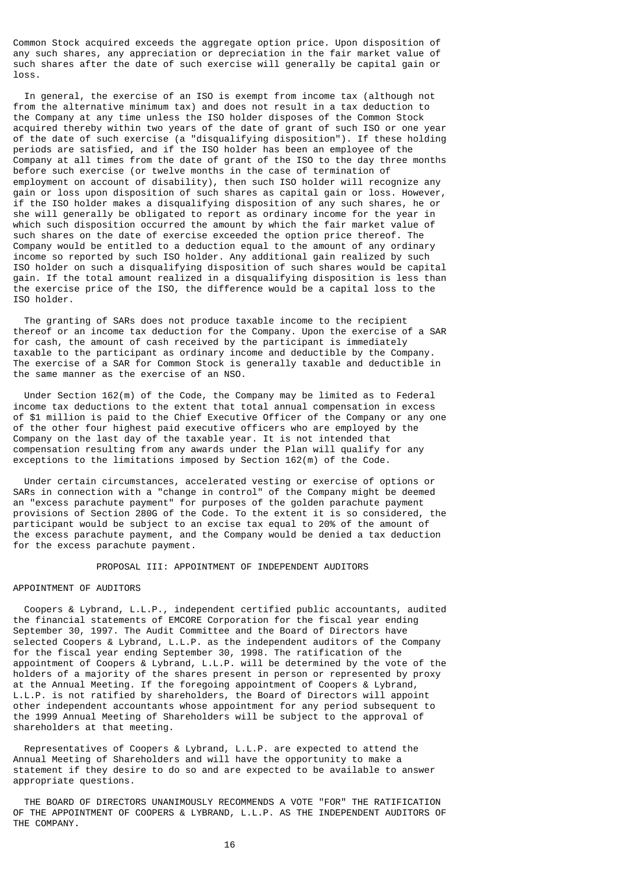Common Stock acquired exceeds the aggregate option price. Upon disposition of any such shares, any appreciation or depreciation in the fair market value of such shares after the date of such exercise will generally be capital gain or loss.

In general, the exercise of an ISO is exempt from income tax (although not from the alternative minimum tax) and does not result in a tax deduction to the Company at any time unless the ISO holder disposes of the Common Stock acquired thereby within two years of the date of grant of such ISO or one year of the date of such exercise (a "disqualifying disposition"). If these holding periods are satisfied, and if the ISO holder has been an employee of the Company at all times from the date of grant of the ISO to the day three months before such exercise (or twelve months in the case of termination of employment on account of disability), then such ISO holder will recognize any gain or loss upon disposition of such shares as capital gain or loss. However, if the ISO holder makes a disqualifying disposition of any such shares, he or she will generally be obligated to report as ordinary income for the year in which such disposition occurred the amount by which the fair market value of such shares on the date of exercise exceeded the option price thereof. The Company would be entitled to a deduction equal to the amount of any ordinary income so reported by such ISO holder. Any additional gain realized by such ISO holder on such a disqualifying disposition of such shares would be capital gain. If the total amount realized in a disqualifying disposition is less than the exercise price of the ISO, the difference would be a capital loss to the ISO holder.

The granting of SARs does not produce taxable income to the recipient thereof or an income tax deduction for the Company. Upon the exercise of a SAR for cash, the amount of cash received by the participant is immediately taxable to the participant as ordinary income and deductible by the Company. The exercise of a SAR for Common Stock is generally taxable and deductible in the same manner as the exercise of an NSO.

Under Section 162(m) of the Code, the Company may be limited as to Federal income tax deductions to the extent that total annual compensation in excess of $1 million is paid to the Chief Executive Officer of the Company or any one of the other four highest paid executive officers who are employed by the Company on the last day of the taxable year. It is not intended that compensation resulting from any awards under the Plan will qualify for any exceptions to the limitations imposed by Section 162(m) of the Code.

Under certain circumstances, accelerated vesting or exercise of options or SARs in connection with a "change in control" of the Company might be deemed an "excess parachute payment" for purposes of the golden parachute payment provisions of Section 280G of the Code. To the extent it is so considered, the participant would be subject to an excise tax equal to 20% of the amount of the excess parachute payment, and the Company would be denied a tax deduction for the excess parachute payment.

## PROPOSAL III: APPOINTMENT OF INDEPENDENT AUDITORS

### APPOINTMENT OF AUDITORS

Coopers & Lybrand, L.L.P., independent certified public accountants, audited the financial statements of EMCORE Corporation for the fiscal year ending September 30, 1997. The Audit Committee and the Board of Directors have selected Coopers & Lybrand, L.L.P. as the independent auditors of the Company for the fiscal year ending September 30, 1998. The ratification of the appointment of Coopers & Lybrand, L.L.P. will be determined by the vote of the holders of a majority of the shares present in person or represented by proxy at the Annual Meeting. If the foregoing appointment of Coopers & Lybrand, L.L.P. is not ratified by shareholders, the Board of Directors will appoint other independent accountants whose appointment for any period subsequent to the 1999 Annual Meeting of Shareholders will be subject to the approval of shareholders at that meeting.

Representatives of Coopers & Lybrand, L.L.P. are expected to attend the Annual Meeting of Shareholders and will have the opportunity to make a statement if they desire to do so and are expected to be available to answer appropriate questions.

THE BOARD OF DIRECTORS UNANIMOUSLY RECOMMENDS A VOTE "FOR" THE RATIFICATION OF THE APPOINTMENT OF COOPERS & LYBRAND, L.L.P. AS THE INDEPENDENT AUDITORS OF THE COMPANY.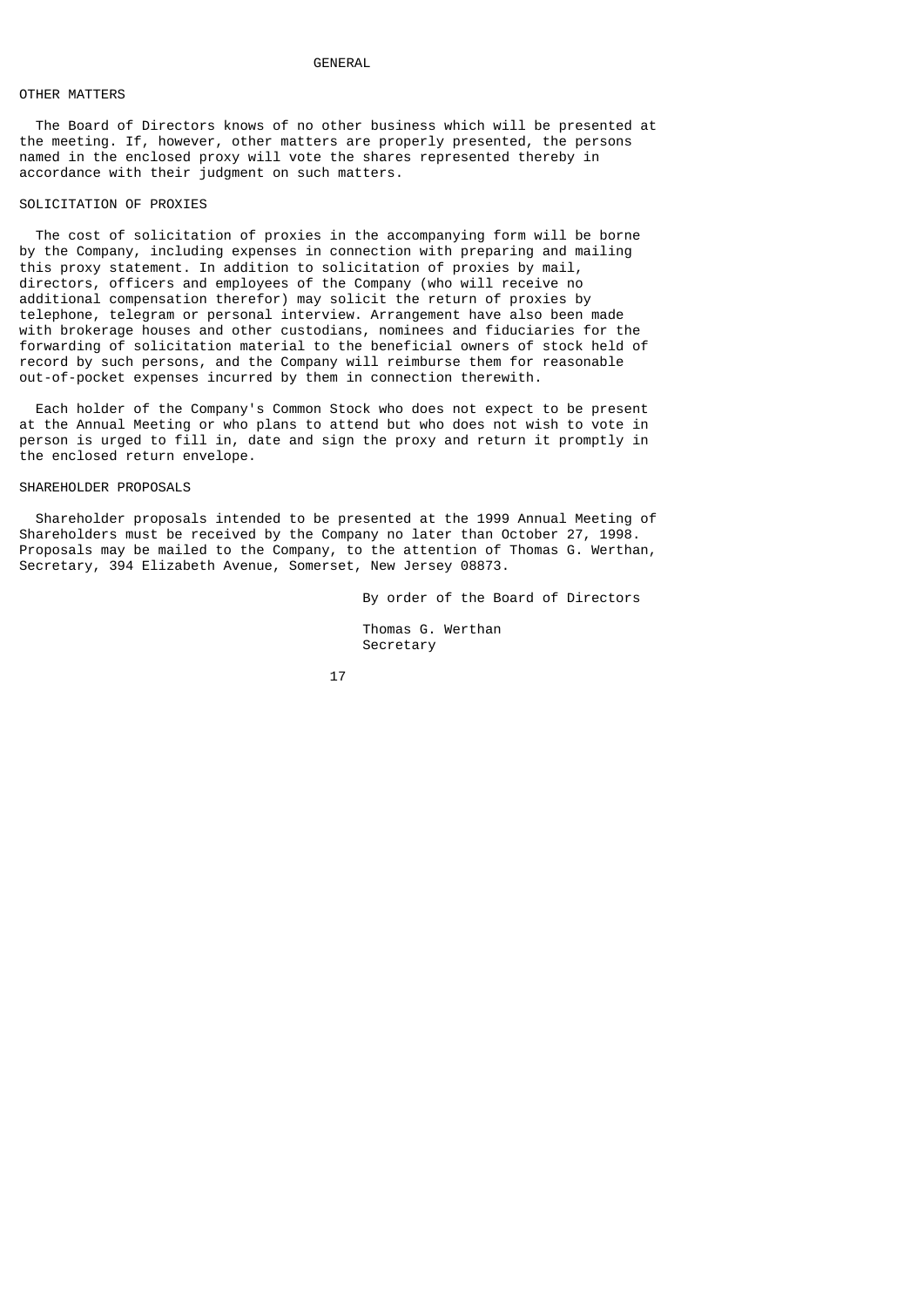# GENERAL

## OTHER MATTERS

The Board of Directors knows of no other business which will be presented at the meeting. If, however, other matters are properly presented, the persons named in the enclosed proxy will vote the shares represented thereby in accordance with their judgment on such matters.

## SOLICITATION OF PROXIES

The cost of solicitation of proxies in the accompanying form will be borne by the Company, including expenses in connection with preparing and mailing this proxy statement. In addition to solicitation of proxies by mail, directors, officers and employees of the Company (who will receive no additional compensation therefor) may solicit the return of proxies by telephone, telegram or personal interview. Arrangement have also been made with brokerage houses and other custodians, nominees and fiduciaries for the forwarding of solicitation material to the beneficial owners of stock held of record by such persons, and the Company will reimburse them for reasonable out-of-pocket expenses incurred by them in connection therewith.

Each holder of the Company's Common Stock who does not expect to be present at the Annual Meeting or who plans to attend but who does not wish to vote in person is urged to fill in, date and sign the proxy and return it promptly in the enclosed return envelope.

## SHAREHOLDER PROPOSALS

Shareholder proposals intended to be presented at the 1999 Annual Meeting of Shareholders must be received by the Company no later than October 27, 1998. Proposals may be mailed to the Company, to the attention of Thomas G. Werthan, Secretary, 394 Elizabeth Avenue, Somerset, New Jersey 08873.

By order of the Board of Directors

Thomas G. Werthan
Secretary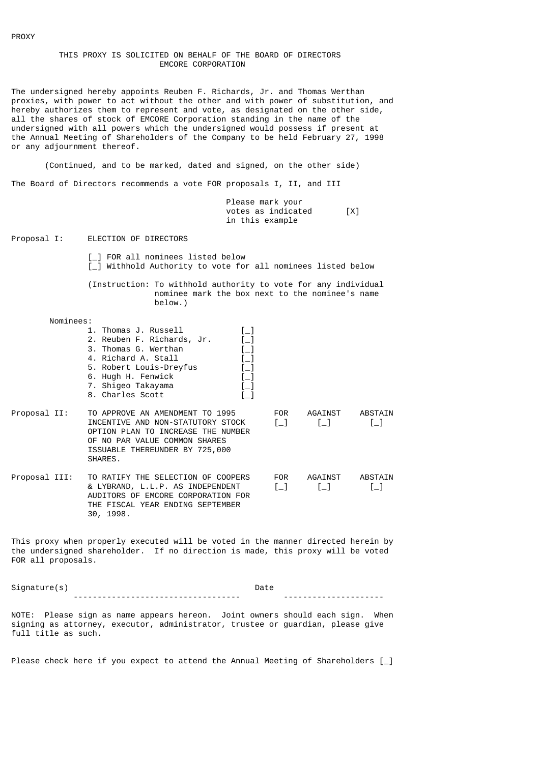PROXY

THIS PROXY IS SOLICITED ON BEHALF OF THE BOARD OF DIRECTORS
EMCORE CORPORATION

The undersigned hereby appoints Reuben F. Richards, Jr. and Thomas Werthan proxies, with power to act without the other and with power of substitution, and hereby authorizes them to represent and vote, as designated on the other side, all the shares of stock of EMCORE Corporation standing in the name of the undersigned with all powers which the undersigned would possess if present at the Annual Meeting of Shareholders of the Company to be held February 27, 1998 or any adjournment thereof.

(Continued, and to be marked, dated and signed, on the other side)

The Board of Directors recommends a vote FOR proposals I, II, and III

Please mark your votes as indicated in this example [X]

Proposal I: ELECTION OF DIRECTORS

[_] FOR all nominees listed below
[_] Withhold Authority to vote for all nominees listed below

(Instruction: To withhold authority to vote for any individual nominee mark the box next to the nominee's name below.)

Nominees:

1. Thomas J. Russell [_]
2. Reuben F. Richards, Jr. [_]
3. Thomas G. Werthan [_]
4. Richard A. Stall [_]
5. Robert Louis-Dreyfus [_]
6. Hugh H. Fenwick [_]
7. Shigeo Takayama [_]
8. Charles Scott [_]

| | | FOR | AGAINST | ABSTAIN |
|---|---|---|---|---|
| Proposal II: | TO APPROVE AN AMENDMENT TO 1995 INCENTIVE AND NON-STATUTORY STOCK OPTION PLAN TO INCREASE THE NUMBER OF NO PAR VALUE COMMON SHARES ISSUABLE THEREUNDER BY 725,000 SHARES. | [_] | [_] | [_] |
| Proposal III: | TO RATIFY THE SELECTION OF COOPERS & LYBRAND, L.L.P. AS INDEPENDENT AUDITORS OF EMCORE CORPORATION FOR THE FISCAL YEAR ENDING SEPTEMBER 30, 1998. | [_] | [_] | [_] |

This proxy when properly executed will be voted in the manner directed herein by the undersigned shareholder. If no direction is made, this proxy will be voted FOR all proposals.

Signature(s) ---------------------------------- Date --------------------

NOTE: Please sign as name appears hereon. Joint owners should each sign. When signing as attorney, executor, administrator, trustee or guardian, please give full title as such.

Please check here if you expect to attend the Annual Meeting of Shareholders [_]